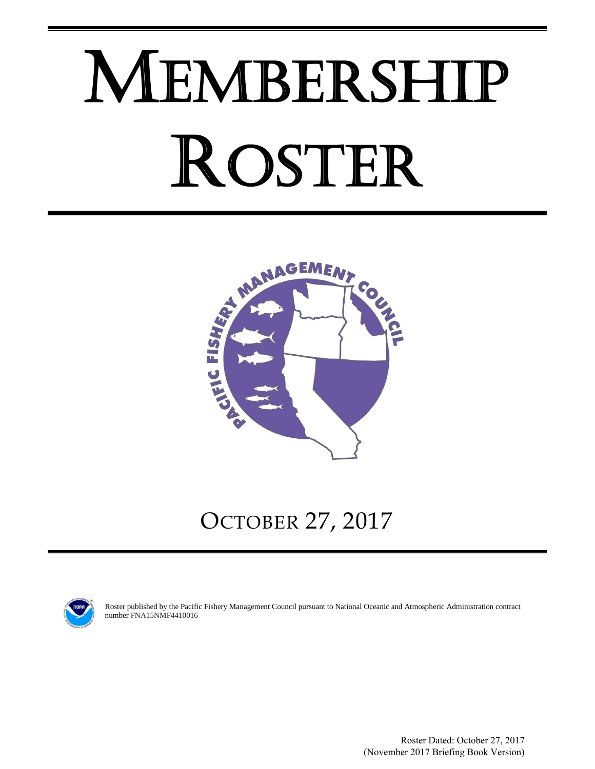# MEMBERSHIP ROSTER

## OCTOBER 27, 2017

Roster published by the Pacific Fishery Management Council pursuant to National Oceanic and Atmospheric Administration contract number FNA15NMF4410016

Roster Dated: October 27, 2017
(November 2017 Briefing Book Version)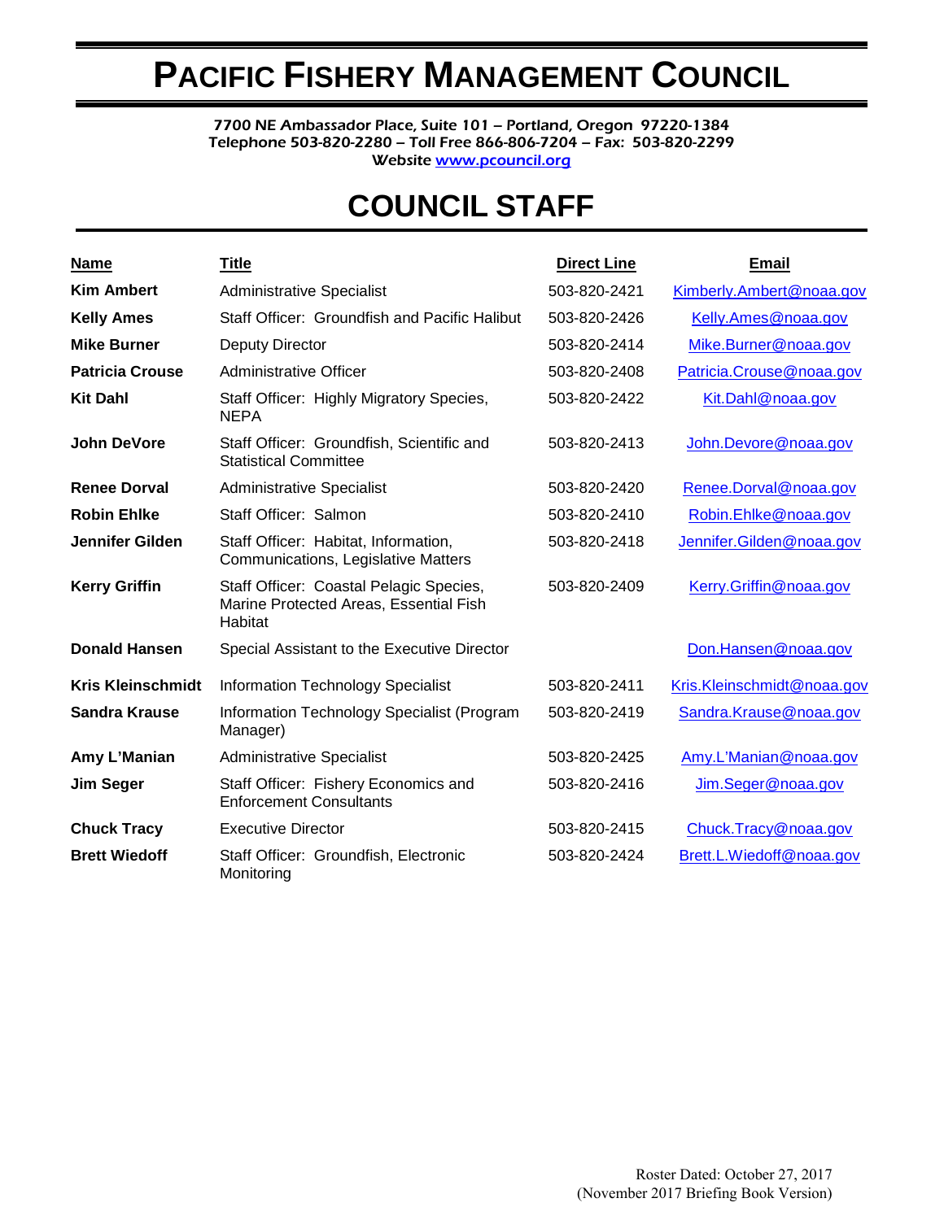# PACIFIC FISHERY MANAGEMENT COUNCIL

7700 NE Ambassador Place, Suite 101 – Portland, Oregon 97220-1384
Telephone 503-820-2280 – Toll Free 866-806-7204 – Fax: 503-820-2299
Website www.pcouncil.org

# COUNCIL STAFF

| Name | Title | Direct Line | Email |
|---|---|---|---|
| **Kim Ambert** | Administrative Specialist | 503-820-2421 | Kimberly.Ambert@noaa.gov |
| **Kelly Ames** | Staff Officer: Groundfish and Pacific Halibut | 503-820-2426 | Kelly.Ames@noaa.gov |
| **Mike Burner** | Deputy Director | 503-820-2414 | Mike.Burner@noaa.gov |
| **Patricia Crouse** | Administrative Officer | 503-820-2408 | Patricia.Crouse@noaa.gov |
| **Kit Dahl** | Staff Officer: Highly Migratory Species, NEPA | 503-820-2422 | Kit.Dahl@noaa.gov |
| **John DeVore** | Staff Officer: Groundfish, Scientific and Statistical Committee | 503-820-2413 | John.Devore@noaa.gov |
| **Renee Dorval** | Administrative Specialist | 503-820-2420 | Renee.Dorval@noaa.gov |
| **Robin Ehlke** | Staff Officer: Salmon | 503-820-2410 | Robin.Ehlke@noaa.gov |
| **Jennifer Gilden** | Staff Officer: Habitat, Information, Communications, Legislative Matters | 503-820-2418 | Jennifer.Gilden@noaa.gov |
| **Kerry Griffin** | Staff Officer: Coastal Pelagic Species, Marine Protected Areas, Essential Fish Habitat | 503-820-2409 | Kerry.Griffin@noaa.gov |
| **Donald Hansen** | Special Assistant to the Executive Director | | Don.Hansen@noaa.gov |
| **Kris Kleinschmidt** | Information Technology Specialist | 503-820-2411 | Kris.Kleinschmidt@noaa.gov |
| **Sandra Krause** | Information Technology Specialist (Program Manager) | 503-820-2419 | Sandra.Krause@noaa.gov |
| **Amy L'Manian** | Administrative Specialist | 503-820-2425 | Amy.L'Manian@noaa.gov |
| **Jim Seger** | Staff Officer: Fishery Economics and Enforcement Consultants | 503-820-2416 | Jim.Seger@noaa.gov |
| **Chuck Tracy** | Executive Director | 503-820-2415 | Chuck.Tracy@noaa.gov |
| **Brett Wiedoff** | Staff Officer: Groundfish, Electronic Monitoring | 503-820-2424 | Brett.L.Wiedoff@noaa.gov |

Roster Dated: October 27, 2017
(November 2017 Briefing Book Version)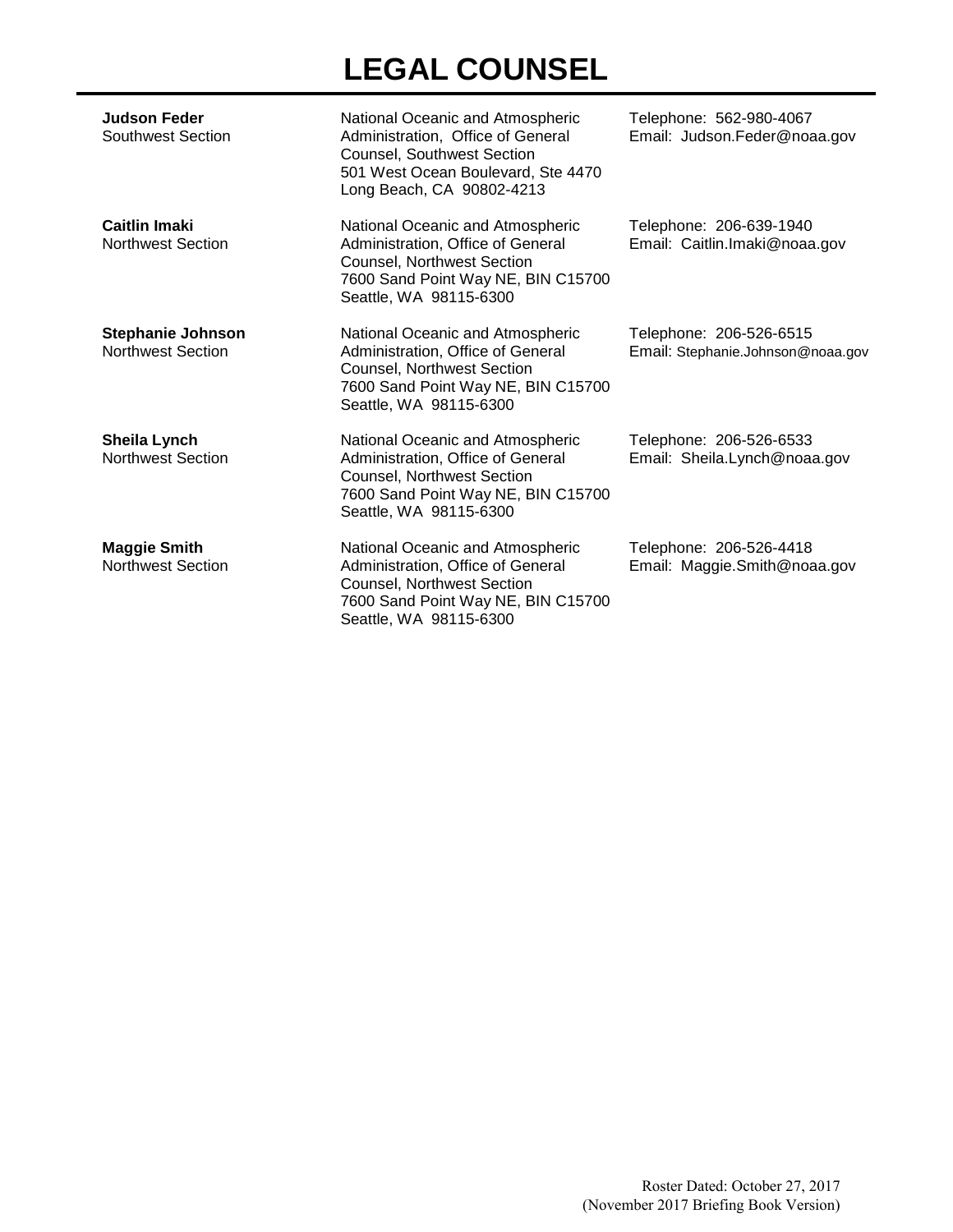# LEGAL COUNSEL

| | | |
|---|---|---|
| **Judson Feder**<br>Southwest Section | National Oceanic and Atmospheric Administration, Office of General Counsel, Southwest Section<br>501 West Ocean Boulevard, Ste 4470<br>Long Beach, CA 90802-4213 | Telephone: 562-980-4067<br>Email: Judson.Feder@noaa.gov |
| **Caitlin Imaki**<br>Northwest Section | National Oceanic and Atmospheric Administration, Office of General Counsel, Northwest Section<br>7600 Sand Point Way NE, BIN C15700<br>Seattle, WA 98115-6300 | Telephone: 206-639-1940<br>Email: Caitlin.Imaki@noaa.gov |
| **Stephanie Johnson**<br>Northwest Section | National Oceanic and Atmospheric Administration, Office of General Counsel, Northwest Section<br>7600 Sand Point Way NE, BIN C15700<br>Seattle, WA 98115-6300 | Telephone: 206-526-6515<br>Email: Stephanie.Johnson@noaa.gov |
| **Sheila Lynch**<br>Northwest Section | National Oceanic and Atmospheric Administration, Office of General Counsel, Northwest Section<br>7600 Sand Point Way NE, BIN C15700<br>Seattle, WA 98115-6300 | Telephone: 206-526-6533<br>Email: Sheila.Lynch@noaa.gov |
| **Maggie Smith**<br>Northwest Section | National Oceanic and Atmospheric Administration, Office of General Counsel, Northwest Section<br>7600 Sand Point Way NE, BIN C15700<br>Seattle, WA 98115-6300 | Telephone: 206-526-4418<br>Email: Maggie.Smith@noaa.gov |

Roster Dated: October 27, 2017
(November 2017 Briefing Book Version)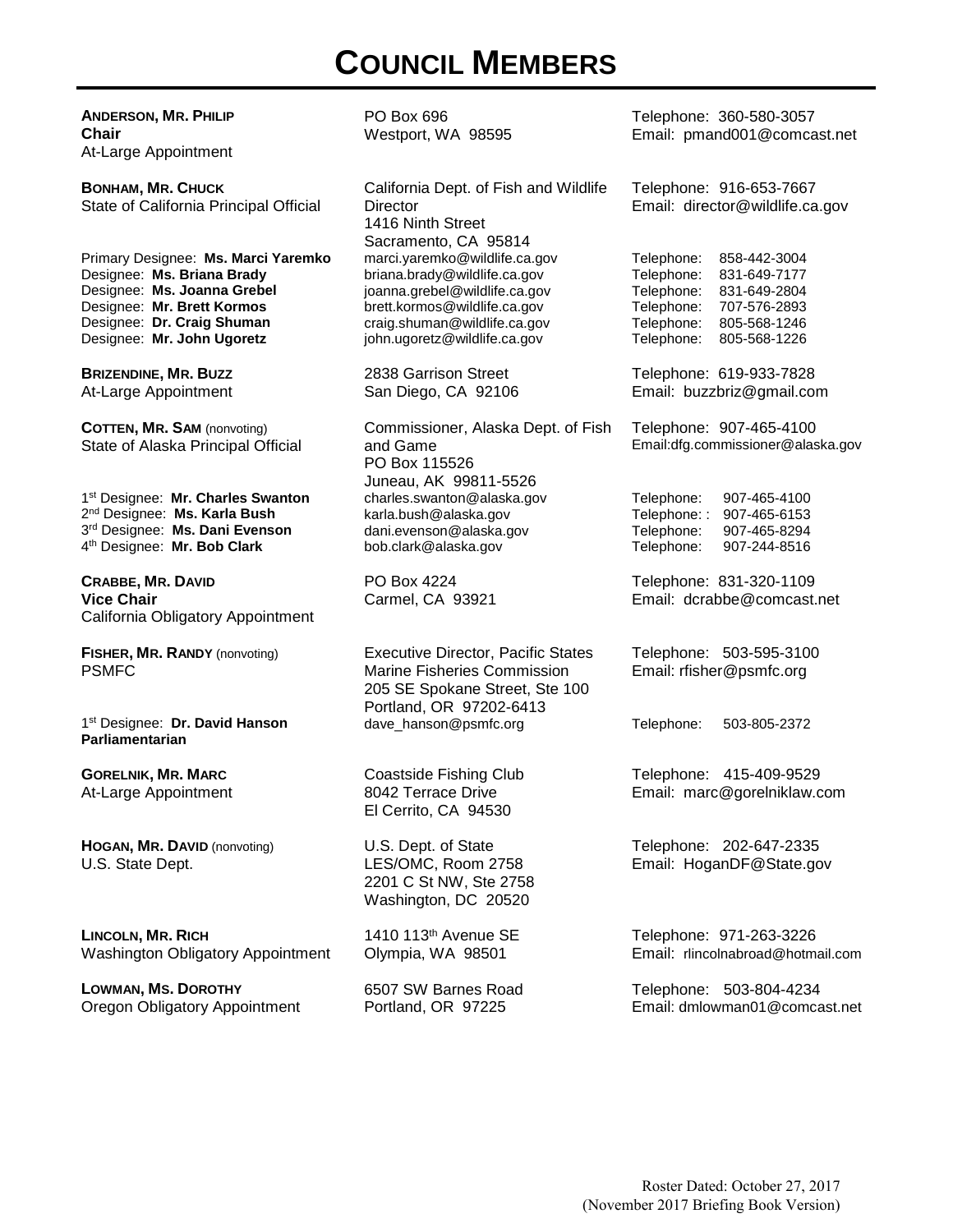# COUNCIL MEMBERS

| Member | Address | Contact |
|---|---|---|
| **ANDERSON, MR. PHILIP**<br>**Chair**<br>At-Large Appointment | PO Box 696<br>Westport, WA 98595 | Telephone: 360-580-3057<br>Email: pmand001@comcast.net |
| **BONHAM, MR. CHUCK**<br>State of California Principal Official | California Dept. of Fish and Wildlife Director<br>1416 Ninth Street<br>Sacramento, CA 95814 | Telephone: 916-653-7667<br>Email: director@wildlife.ca.gov |
| Primary Designee: **Ms. Marci Yaremko** | marci.yaremko@wildlife.ca.gov | Telephone: 858-442-3004 |
| Designee: **Ms. Briana Brady** | briana.brady@wildlife.ca.gov | Telephone: 831-649-7177 |
| Designee: **Ms. Joanna Grebel** | joanna.grebel@wildlife.ca.gov | Telephone: 831-649-2804 |
| Designee: **Mr. Brett Kormos** | brett.kormos@wildlife.ca.gov | Telephone: 707-576-2893 |
| Designee: **Dr. Craig Shuman** | craig.shuman@wildlife.ca.gov | Telephone: 805-568-1246 |
| Designee: **Mr. John Ugoretz** | john.ugoretz@wildlife.ca.gov | Telephone: 805-568-1226 |
| **BRIZENDINE, MR. BUZZ**<br>At-Large Appointment | 2838 Garrison Street<br>San Diego, CA 92106 | Telephone: 619-933-7828<br>Email: buzzbriz@gmail.com |
| **COTTEN, MR. SAM** (nonvoting)<br>State of Alaska Principal Official | Commissioner, Alaska Dept. of Fish and Game<br>PO Box 115526<br>Juneau, AK 99811-5526 | Telephone: 907-465-4100<br>Email:dfg.commissioner@alaska.gov |
| 1st Designee: **Mr. Charles Swanton** | charles.swanton@alaska.gov | Telephone: 907-465-4100 |
| 2nd Designee: **Ms. Karla Bush** | karla.bush@alaska.gov | Telephone: : 907-465-6153 |
| 3rd Designee: **Ms. Dani Evenson** | dani.evenson@alaska.gov | Telephone: 907-465-8294 |
| 4th Designee: **Mr. Bob Clark** | bob.clark@alaska.gov | Telephone: 907-244-8516 |
| **CRABBE, MR. DAVID**<br>**Vice Chair**<br>California Obligatory Appointment | PO Box 4224<br>Carmel, CA 93921 | Telephone: 831-320-1109<br>Email: dcrabbe@comcast.net |
| **FISHER, MR. RANDY** (nonvoting)<br>PSMFC | Executive Director, Pacific States Marine Fisheries Commission<br>205 SE Spokane Street, Ste 100<br>Portland, OR 97202-6413 | Telephone: 503-595-3100<br>Email: rfisher@psmfc.org |
| 1st Designee: **Dr. David Hanson**<br>**Parliamentarian** | dave_hanson@psmfc.org | Telephone: 503-805-2372 |
| **GORELNIK, MR. MARC**<br>At-Large Appointment | Coastside Fishing Club<br>8042 Terrace Drive<br>El Cerrito, CA 94530 | Telephone: 415-409-9529<br>Email: marc@gorelniklaw.com |
| **HOGAN, MR. DAVID** (nonvoting)<br>U.S. State Dept. | U.S. Dept. of State<br>LES/OMC, Room 2758<br>2201 C St NW, Ste 2758<br>Washington, DC 20520 | Telephone: 202-647-2335<br>Email: HoganDF@State.gov |
| **LINCOLN, MR. RICH**<br>Washington Obligatory Appointment | 1410 113th Avenue SE<br>Olympia, WA 98501 | Telephone: 971-263-3226<br>Email: rlincolnabroad@hotmail.com |
| **LOWMAN, MS. DOROTHY**<br>Oregon Obligatory Appointment | 6507 SW Barnes Road<br>Portland, OR 97225 | Telephone: 503-804-4234<br>Email: dmlowman01@comcast.net |

Roster Dated: October 27, 2017
(November 2017 Briefing Book Version)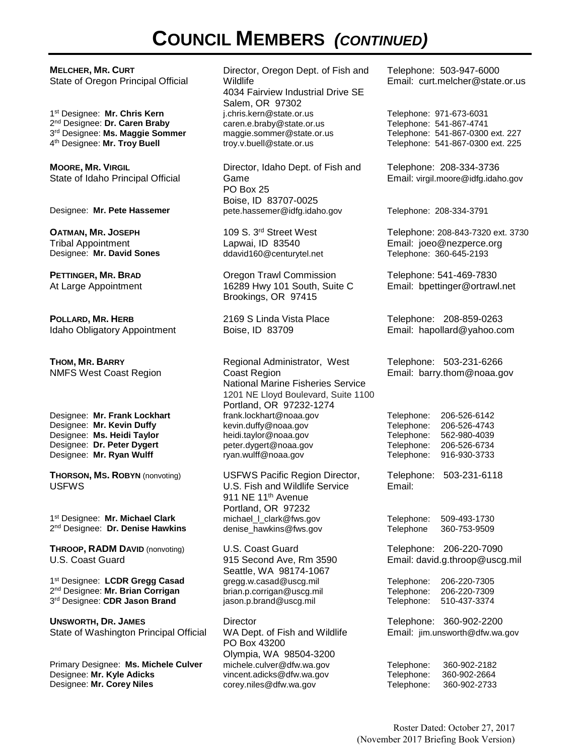# COUNCIL MEMBERS *(CONTINUED)*

| | | |
|---|---|---|
| **MELCHER, MR. CURT**<br>State of Oregon Principal Official | Director, Oregon Dept. of Fish and Wildlife<br>4034 Fairview Industrial Drive SE<br>Salem, OR 97302 | Telephone: 503-947-6000<br>Email: curt.melcher@state.or.us |
| 1st Designee: **Mr. Chris Kern** | j.chris.kern@state.or.us | Telephone: 971-673-6031 |
| 2nd Designee: **Dr. Caren Braby** | caren.e.braby@state.or.us | Telephone: 541-867-4741 |
| 3rd Designee: **Ms. Maggie Sommer** | maggie.sommer@state.or.us | Telephone: 541-867-0300 ext. 227 |
| 4th Designee: **Mr. Troy Buell** | troy.v.buell@state.or.us | Telephone: 541-867-0300 ext. 225 |
| **MOORE, MR. VIRGIL**<br>State of Idaho Principal Official | Director, Idaho Dept. of Fish and Game<br>PO Box 25<br>Boise, ID 83707-0025 | Telephone: 208-334-3736<br>Email: virgil.moore@idfg.idaho.gov |
| Designee: **Mr. Pete Hassemer** | pete.hassemer@idfg.idaho.gov | Telephone: 208-334-3791 |
| **OATMAN, MR. JOSEPH**<br>Tribal Appointment | 109 S. 3rd Street West<br>Lapwai, ID 83540 | Telephone: 208-843-7320 ext. 3730<br>Email: joeo@nezperce.org |
| Designee: **Mr. David Sones** | ddavid160@centurytel.net | Telephone: 360-645-2193 |
| **PETTINGER, MR. BRAD**<br>At Large Appointment | Oregon Trawl Commission<br>16289 Hwy 101 South, Suite C<br>Brookings, OR 97415 | Telephone: 541-469-7830<br>Email: bpettinger@ortrawl.net |
| **POLLARD, MR. HERB**<br>Idaho Obligatory Appointment | 2169 S Linda Vista Place<br>Boise, ID 83709 | Telephone: 208-859-0263<br>Email: hapollard@yahoo.com |
| **THOM, MR. BARRY**<br>NMFS West Coast Region | Regional Administrator, West Coast Region<br>National Marine Fisheries Service<br>1201 NE Lloyd Boulevard, Suite 1100<br>Portland, OR 97232-1274 | Telephone: 503-231-6266<br>Email: barry.thom@noaa.gov |
| Designee: **Mr. Frank Lockhart** | frank.lockhart@noaa.gov | Telephone: 206-526-6142 |
| Designee: **Mr. Kevin Duffy** | kevin.duffy@noaa.gov | Telephone: 206-526-4743 |
| Designee: **Ms. Heidi Taylor** | heidi.taylor@noaa.gov | Telephone: 562-980-4039 |
| Designee: **Dr. Peter Dygert** | peter.dygert@noaa.gov | Telephone: 206-526-6734 |
| Designee: **Mr. Ryan Wulff** | ryan.wulff@noaa.gov | Telephone: 916-930-3733 |
| **THORSON, MS. ROBYN** (nonvoting)<br>USFWS | USFWS Pacific Region Director,<br>U.S. Fish and Wildlife Service<br>911 NE 11th Avenue<br>Portland, OR 97232 | Telephone: 503-231-6118<br>Email: |
| 1st Designee: **Mr. Michael Clark** | michael_l_clark@fws.gov | Telephone: 509-493-1730 |
| 2nd Designee: **Dr. Denise Hawkins** | denise_hawkins@fws.gov | Telephone 360-753-9509 |
| **THROOP, RADM DAVID** (nonvoting)<br>U.S. Coast Guard | U.S. Coast Guard<br>915 Second Ave, Rm 3590<br>Seattle, WA 98174-1067 | Telephone: 206-220-7090<br>Email: david.g.throop@uscg.mil |
| 1st Designee: **LCDR Gregg Casad** | gregg.w.casad@uscg.mil | Telephone: 206-220-7305 |
| 2nd Designee: **Mr. Brian Corrigan** | brian.p.corrigan@uscg.mil | Telephone: 206-220-7309 |
| 3rd Designee: **CDR Jason Brand** | jason.p.brand@uscg.mil | Telephone: 510-437-3374 |
| **UNSWORTH, DR. JAMES**<br>State of Washington Principal Official | Director<br>WA Dept. of Fish and Wildlife<br>PO Box 43200<br>Olympia, WA 98504-3200 | Telephone: 360-902-2200<br>Email: jim.unsworth@dfw.wa.gov |
| Primary Designee: **Ms. Michele Culver** | michele.culver@dfw.wa.gov | Telephone: 360-902-2182 |
| Designee: **Mr. Kyle Adicks** | vincent.adicks@dfw.wa.gov | Telephone: 360-902-2664 |
| Designee: **Mr. Corey Niles** | corey.niles@dfw.wa.gov | Telephone: 360-902-2733 |

Roster Dated: October 27, 2017
(November 2017 Briefing Book Version)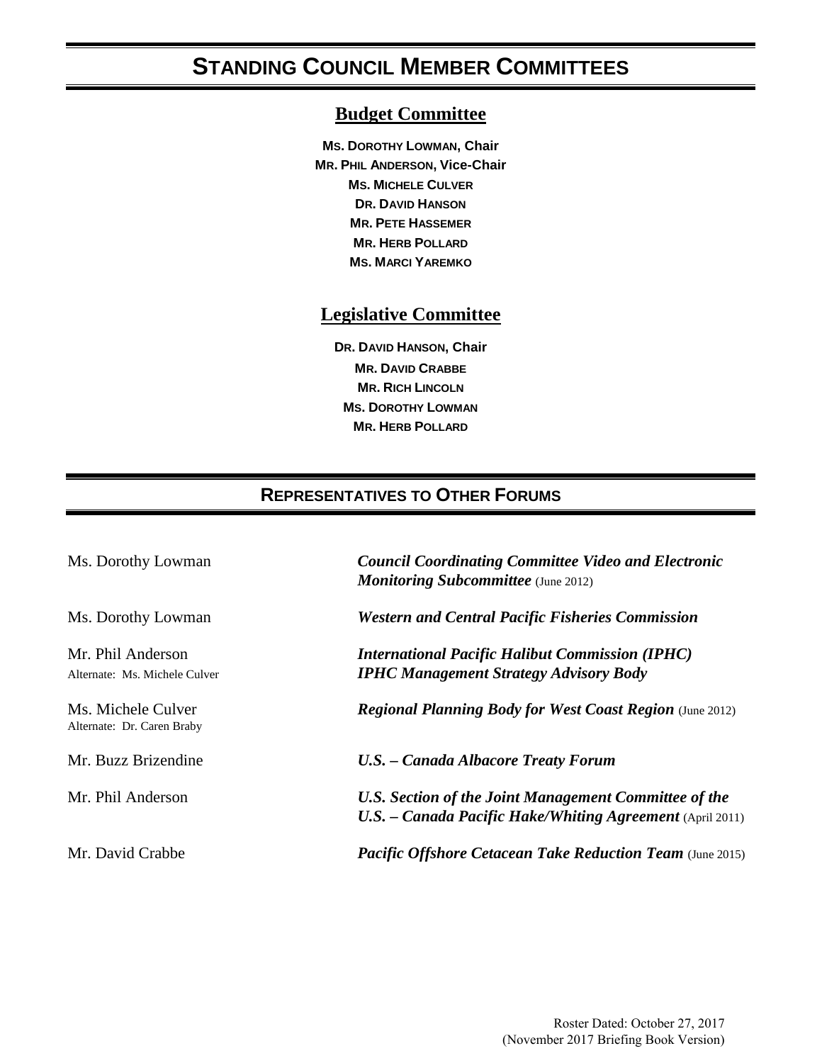# STANDING COUNCIL MEMBER COMMITTEES

## Budget Committee

**MS. DOROTHY LOWMAN, Chair**
**MR. PHIL ANDERSON, Vice-Chair**
**MS. MICHELE CULVER**
**DR. DAVID HANSON**
**MR. PETE HASSEMER**
**MR. HERB POLLARD**
**MS. MARCI YAREMKO**

## Legislative Committee

**DR. DAVID HANSON, Chair**
**MR. DAVID CRABBE**
**MR. RICH LINCOLN**
**MS. DOROTHY LOWMAN**
**MR. HERB POLLARD**

# REPRESENTATIVES TO OTHER FORUMS

| | |
|---|---|
| Ms. Dorothy Lowman | ***Council Coordinating Committee Video and Electronic Monitoring Subcommittee*** (June 2012) |
| Ms. Dorothy Lowman | ***Western and Central Pacific Fisheries Commission*** |
| Mr. Phil Anderson<br>Alternate: Ms. Michele Culver | ***International Pacific Halibut Commission (IPHC)***<br>***IPHC Management Strategy Advisory Body*** |
| Ms. Michele Culver<br>Alternate: Dr. Caren Braby | ***Regional Planning Body for West Coast Region*** (June 2012) |
| Mr. Buzz Brizendine | ***U.S. – Canada Albacore Treaty Forum*** |
| Mr. Phil Anderson | ***U.S. Section of the Joint Management Committee of the U.S. – Canada Pacific Hake/Whiting Agreement*** (April 2011) |
| Mr. David Crabbe | ***Pacific Offshore Cetacean Take Reduction Team*** (June 2015) |

Roster Dated: October 27, 2017
(November 2017 Briefing Book Version)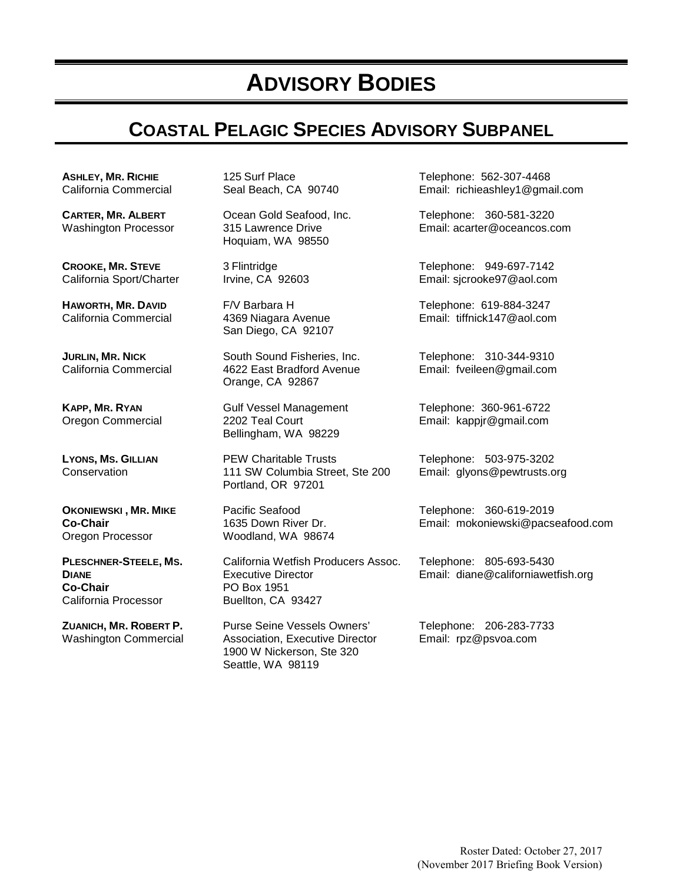# ADVISORY BODIES

## COASTAL PELAGIC SPECIES ADVISORY SUBPANEL

| Member | Address | Contact |
|---|---|---|
| **ASHLEY, MR. RICHIE**<br>California Commercial | 125 Surf Place<br>Seal Beach, CA 90740 | Telephone: 562-307-4468<br>Email: richieashley1@gmail.com |
| **CARTER, MR. ALBERT**<br>Washington Processor | Ocean Gold Seafood, Inc.<br>315 Lawrence Drive<br>Hoquiam, WA 98550 | Telephone: 360-581-3220<br>Email: acarter@oceancos.com |
| **CROOKE, MR. STEVE**<br>California Sport/Charter | 3 Flintridge<br>Irvine, CA 92603 | Telephone: 949-697-7142<br>Email: sjcrooke97@aol.com |
| **HAWORTH, MR. DAVID**<br>California Commercial | F/V Barbara H<br>4369 Niagara Avenue<br>San Diego, CA 92107 | Telephone: 619-884-3247<br>Email: tiffnick147@aol.com |
| **JURLIN, MR. NICK**<br>California Commercial | South Sound Fisheries, Inc.<br>4622 East Bradford Avenue<br>Orange, CA 92867 | Telephone: 310-344-9310<br>Email: fveileen@gmail.com |
| **KAPP, MR. RYAN**<br>Oregon Commercial | Gulf Vessel Management<br>2202 Teal Court<br>Bellingham, WA 98229 | Telephone: 360-961-6722<br>Email: kappjr@gmail.com |
| **LYONS, MS. GILLIAN**<br>Conservation | PEW Charitable Trusts<br>111 SW Columbia Street, Ste 200<br>Portland, OR 97201 | Telephone: 503-975-3202<br>Email: glyons@pewtrusts.org |
| **OKONIEWSKI , MR. MIKE**<br>**Co-Chair**<br>Oregon Processor | Pacific Seafood<br>1635 Down River Dr.<br>Woodland, WA 98674 | Telephone: 360-619-2019<br>Email: mokoniewski@pacseafood.com |
| **PLESCHNER-STEELE, MS. DIANE**<br>**Co-Chair**<br>California Processor | California Wetfish Producers Assoc.<br>Executive Director<br>PO Box 1951<br>Buellton, CA 93427 | Telephone: 805-693-5430<br>Email: diane@californiawetfish.org |
| **ZUANICH, MR. ROBERT P.**<br>Washington Commercial | Purse Seine Vessels Owners' Association, Executive Director<br>1900 W Nickerson, Ste 320<br>Seattle, WA 98119 | Telephone: 206-283-7733<br>Email: rpz@psvoa.com |

Roster Dated: October 27, 2017
(November 2017 Briefing Book Version)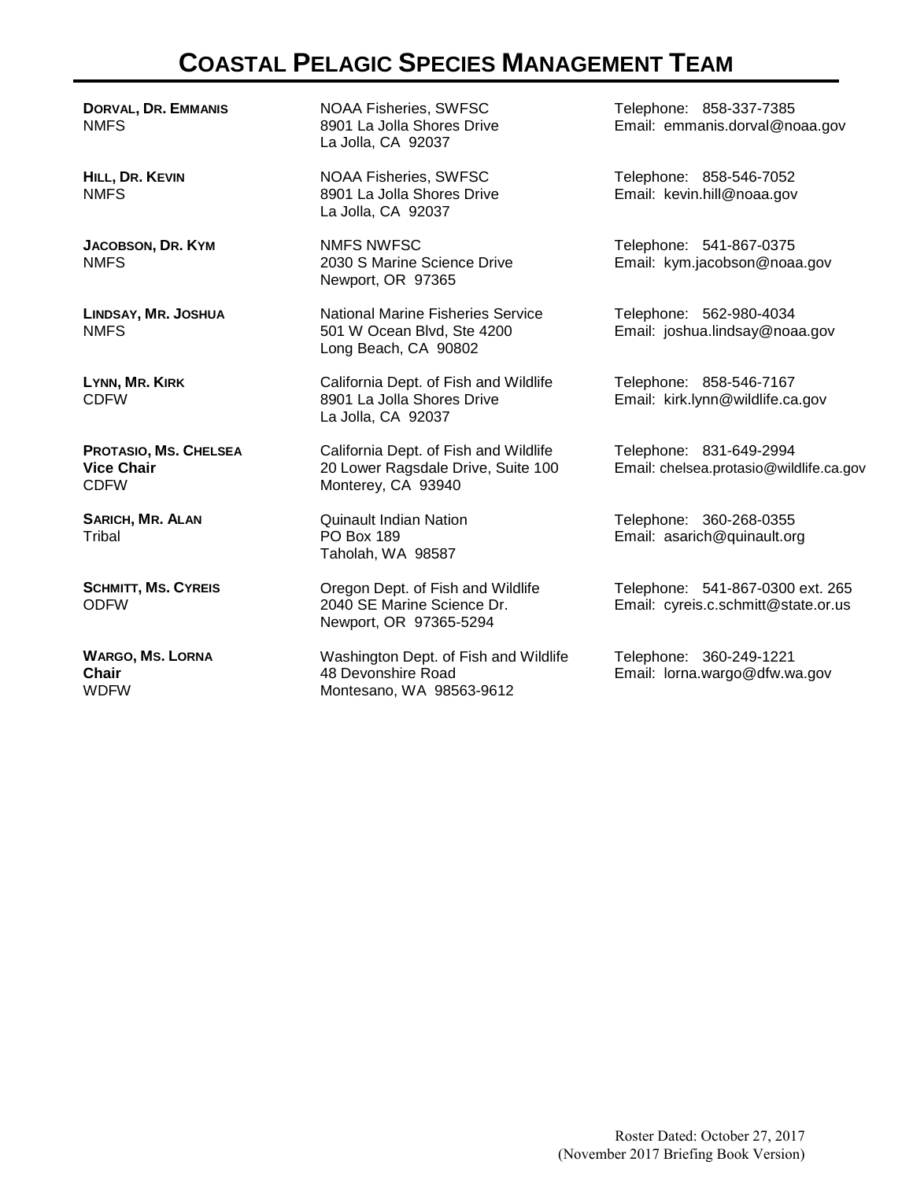# Coastal Pelagic Species Management Team

**Dorval, Dr. Emmanis**
NMFS

NOAA Fisheries, SWFSC
8901 La Jolla Shores Drive
La Jolla, CA 92037

Telephone: 858-337-7385
Email: emmanis.dorval@noaa.gov

**Hill, Dr. Kevin**
NMFS

NOAA Fisheries, SWFSC
8901 La Jolla Shores Drive
La Jolla, CA 92037

Telephone: 858-546-7052
Email: kevin.hill@noaa.gov

**Jacobson, Dr. Kym**
NMFS

NMFS NWFSC
2030 S Marine Science Drive
Newport, OR 97365

Telephone: 541-867-0375
Email: kym.jacobson@noaa.gov

**Lindsay, Mr. Joshua**
NMFS

National Marine Fisheries Service
501 W Ocean Blvd, Ste 4200
Long Beach, CA 90802

Telephone: 562-980-4034
Email: joshua.lindsay@noaa.gov

**Lynn, Mr. Kirk**
CDFW

California Dept. of Fish and Wildlife
8901 La Jolla Shores Drive
La Jolla, CA 92037

Telephone: 858-546-7167
Email: kirk.lynn@wildlife.ca.gov

**Protasio, Ms. Chelsea**
**Vice Chair**
CDFW

California Dept. of Fish and Wildlife
20 Lower Ragsdale Drive, Suite 100
Monterey, CA 93940

Telephone: 831-649-2994
Email: chelsea.protasio@wildlife.ca.gov

**Sarich, Mr. Alan**
Tribal

Quinault Indian Nation
PO Box 189
Taholah, WA 98587

Telephone: 360-268-0355
Email: asarich@quinault.org

**Schmitt, Ms. Cyreis**
ODFW

Oregon Dept. of Fish and Wildlife
2040 SE Marine Science Dr.
Newport, OR 97365-5294

Telephone: 541-867-0300 ext. 265
Email: cyreis.c.schmitt@state.or.us

**Wargo, Ms. Lorna**
**Chair**
WDFW

Washington Dept. of Fish and Wildlife
48 Devonshire Road
Montesano, WA 98563-9612

Telephone: 360-249-1221
Email: lorna.wargo@dfw.wa.gov

Roster Dated: October 27, 2017
(November 2017 Briefing Book Version)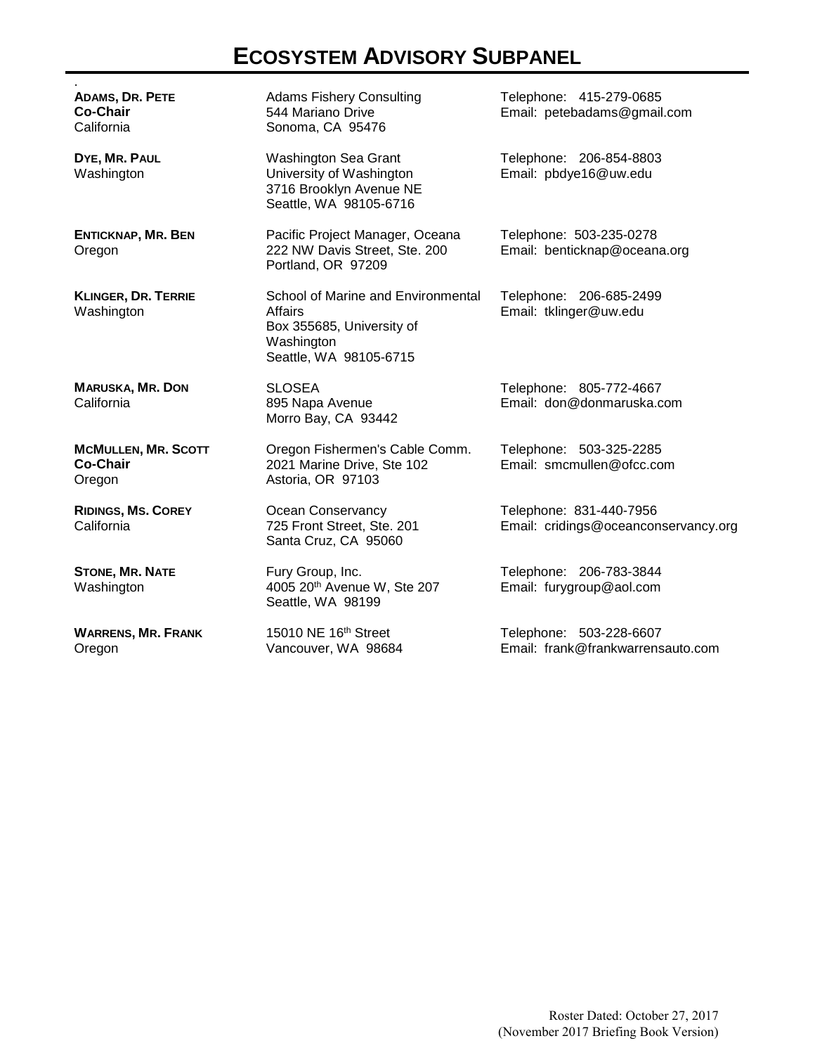# ECOSYSTEM ADVISORY SUBPANEL

| | | |
|---|---|---|
| **ADAMS, DR. PETE**<br>**Co-Chair**<br>California | Adams Fishery Consulting<br>544 Mariano Drive<br>Sonoma, CA 95476 | Telephone: 415-279-0685<br>Email: petebadams@gmail.com |
| **DYE, MR. PAUL**<br>Washington | Washington Sea Grant<br>University of Washington<br>3716 Brooklyn Avenue NE<br>Seattle, WA 98105-6716 | Telephone: 206-854-8803<br>Email: pbdye16@uw.edu |
| **ENTICKNAP, MR. BEN**<br>Oregon | Pacific Project Manager, Oceana<br>222 NW Davis Street, Ste. 200<br>Portland, OR 97209 | Telephone: 503-235-0278<br>Email: benticknap@oceana.org |
| **KLINGER, DR. TERRIE**<br>Washington | School of Marine and Environmental Affairs<br>Box 355685, University of Washington<br>Seattle, WA 98105-6715 | Telephone: 206-685-2499<br>Email: tklinger@uw.edu |
| **MARUSKA, MR. DON**<br>California | SLOSEA<br>895 Napa Avenue<br>Morro Bay, CA 93442 | Telephone: 805-772-4667<br>Email: don@donmaruska.com |
| **MCMULLEN, MR. SCOTT**<br>**Co-Chair**<br>Oregon | Oregon Fishermen's Cable Comm.<br>2021 Marine Drive, Ste 102<br>Astoria, OR 97103 | Telephone: 503-325-2285<br>Email: smcmullen@ofcc.com |
| **RIDINGS, MS. COREY**<br>California | Ocean Conservancy<br>725 Front Street, Ste. 201<br>Santa Cruz, CA 95060 | Telephone: 831-440-7956<br>Email: cridings@oceanconservancy.org |
| **STONE, MR. NATE**<br>Washington | Fury Group, Inc.<br>4005 20th Avenue W, Ste 207<br>Seattle, WA 98199 | Telephone: 206-783-3844<br>Email: furygroup@aol.com |
| **WARRENS, MR. FRANK**<br>Oregon | 15010 NE 16th Street<br>Vancouver, WA 98684 | Telephone: 503-228-6607<br>Email: frank@frankwarrensauto.com |

Roster Dated: October 27, 2017
(November 2017 Briefing Book Version)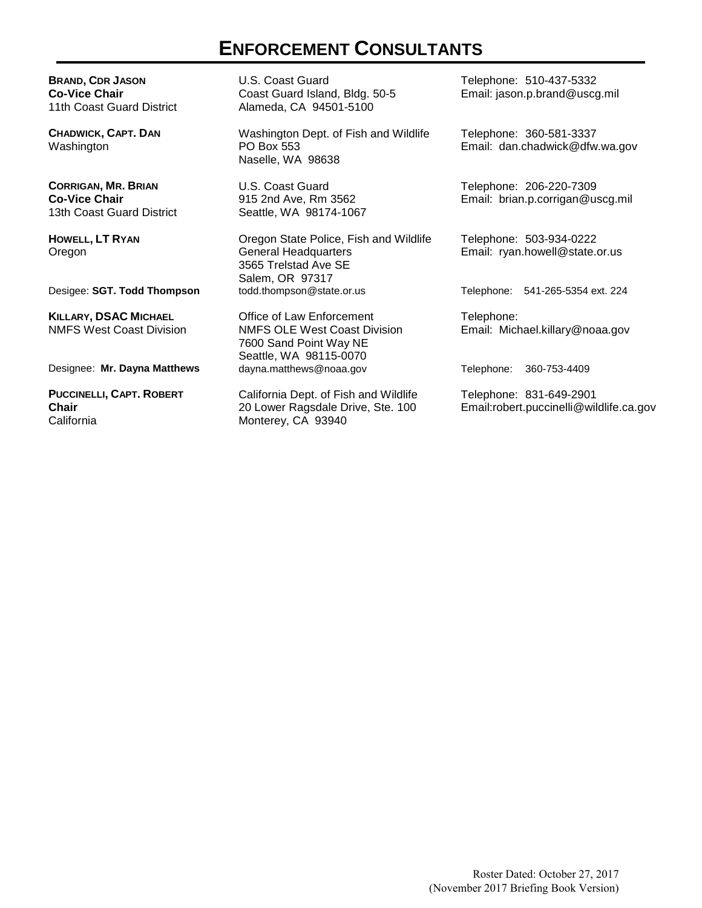# ENFORCEMENT CONSULTANTS

| | | |
|---|---|---|
| **BRAND, CDR JASON**<br>**Co-Vice Chair**<br>11th Coast Guard District | U.S. Coast Guard<br>Coast Guard Island, Bldg. 50-5<br>Alameda, CA 94501-5100 | Telephone: 510-437-5332<br>Email: jason.p.brand@uscg.mil |
| **CHADWICK, CAPT. DAN**<br>Washington | Washington Dept. of Fish and Wildlife<br>PO Box 553<br>Naselle, WA 98638 | Telephone: 360-581-3337<br>Email: dan.chadwick@dfw.wa.gov |
| **CORRIGAN, MR. BRIAN**<br>**Co-Vice Chair**<br>13th Coast Guard District | U.S. Coast Guard<br>915 2nd Ave, Rm 3562<br>Seattle, WA 98174-1067 | Telephone: 206-220-7309<br>Email: brian.p.corrigan@uscg.mil |
| **HOWELL, LT RYAN**<br>Oregon | Oregon State Police, Fish and Wildlife<br>General Headquarters<br>3565 Trelstad Ave SE<br>Salem, OR 97317 | Telephone: 503-934-0222<br>Email: ryan.howell@state.or.us |
| Desigee: **SGT. Todd Thompson** | todd.thompson@state.or.us | Telephone: 541-265-5354 ext. 224 |
| **KILLARY, DSAC MICHAEL**<br>NMFS West Coast Division | Office of Law Enforcement<br>NMFS OLE West Coast Division<br>7600 Sand Point Way NE<br>Seattle, WA 98115-0070 | Telephone:<br>Email: Michael.killary@noaa.gov |
| Designee: **Mr. Dayna Matthews** | dayna.matthews@noaa.gov | Telephone: 360-753-4409 |
| **PUCCINELLI, CAPT. ROBERT**<br>**Chair**<br>California | California Dept. of Fish and Wildlife<br>20 Lower Ragsdale Drive, Ste. 100<br>Monterey, CA 93940 | Telephone: 831-649-2901<br>Email:robert.puccinelli@wildlife.ca.gov |

Roster Dated: October 27, 2017
(November 2017 Briefing Book Version)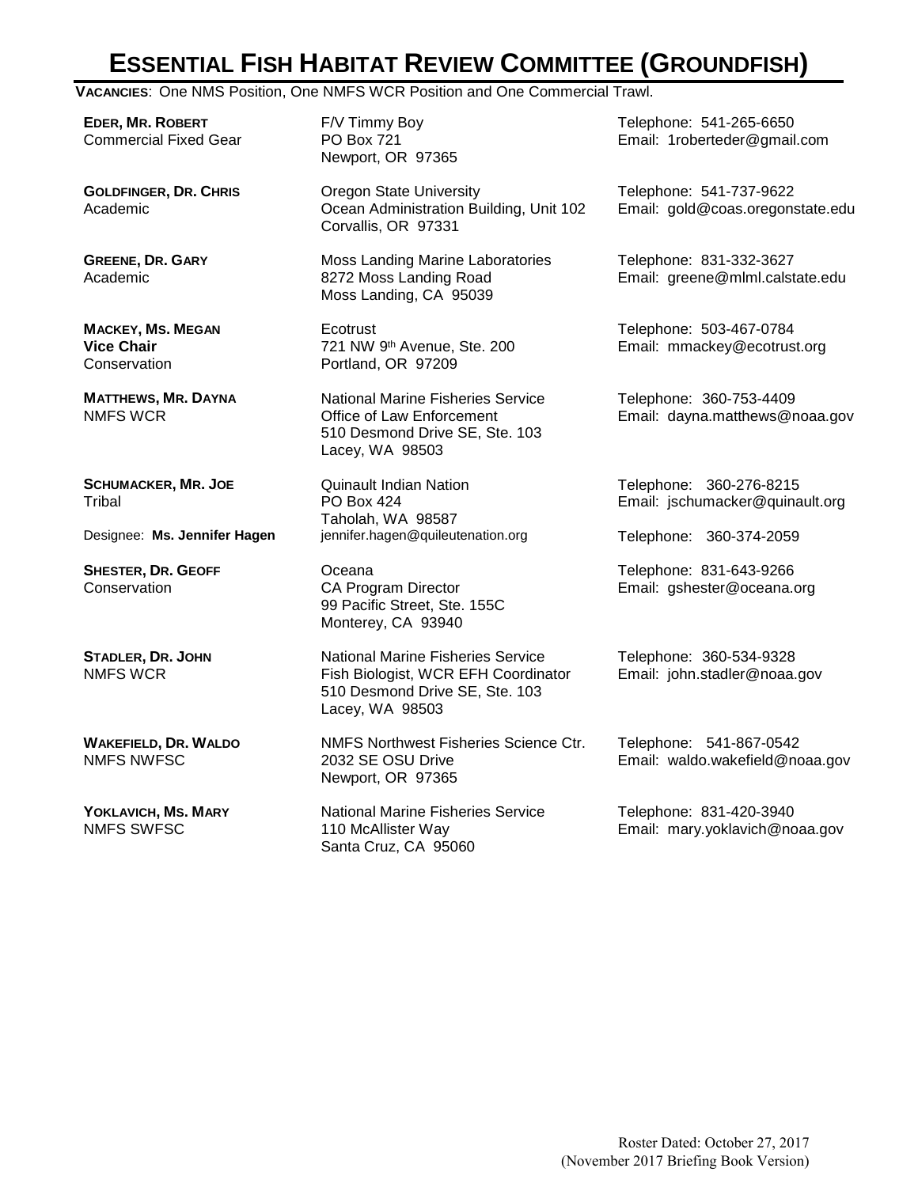# ESSENTIAL FISH HABITAT REVIEW COMMITTEE (GROUNDFISH)

**VACANCIES**: One NMS Position, One NMFS WCR Position and One Commercial Trawl.

| Name / Position | Address | Contact |
|---|---|---|
| **EDER, MR. ROBERT**<br>Commercial Fixed Gear | F/V Timmy Boy<br>PO Box 721<br>Newport, OR 97365 | Telephone: 541-265-6650<br>Email: 1roberteder@gmail.com |
| **GOLDFINGER, DR. CHRIS**<br>Academic | Oregon State University<br>Ocean Administration Building, Unit 102<br>Corvallis, OR 97331 | Telephone: 541-737-9622<br>Email: gold@coas.oregonstate.edu |
| **GREENE, DR. GARY**<br>Academic | Moss Landing Marine Laboratories<br>8272 Moss Landing Road<br>Moss Landing, CA 95039 | Telephone: 831-332-3627<br>Email: greene@mlml.calstate.edu |
| **MACKEY, MS. MEGAN**<br>**Vice Chair**<br>Conservation | Ecotrust<br>721 NW 9th Avenue, Ste. 200<br>Portland, OR 97209 | Telephone: 503-467-0784<br>Email: mmackey@ecotrust.org |
| **MATTHEWS, MR. DAYNA**<br>NMFS WCR | National Marine Fisheries Service<br>Office of Law Enforcement<br>510 Desmond Drive SE, Ste. 103<br>Lacey, WA 98503 | Telephone: 360-753-4409<br>Email: dayna.matthews@noaa.gov |
| **SCHUMACKER, MR. JOE**<br>Tribal | Quinault Indian Nation<br>PO Box 424<br>Taholah, WA 98587 | Telephone: 360-276-8215<br>Email: jschumacker@quinault.org |
| Designee: **Ms. Jennifer Hagen** | jennifer.hagen@quileutenation.org | Telephone: 360-374-2059 |
| **SHESTER, DR. GEOFF**<br>Conservation | Oceana<br>CA Program Director<br>99 Pacific Street, Ste. 155C<br>Monterey, CA 93940 | Telephone: 831-643-9266<br>Email: gshester@oceana.org |
| **STADLER, DR. JOHN**<br>NMFS WCR | National Marine Fisheries Service<br>Fish Biologist, WCR EFH Coordinator<br>510 Desmond Drive SE, Ste. 103<br>Lacey, WA 98503 | Telephone: 360-534-9328<br>Email: john.stadler@noaa.gov |
| **WAKEFIELD, DR. WALDO**<br>NMFS NWFSC | NMFS Northwest Fisheries Science Ctr.<br>2032 SE OSU Drive<br>Newport, OR 97365 | Telephone: 541-867-0542<br>Email: waldo.wakefield@noaa.gov |
| **YOKLAVICH, MS. MARY**<br>NMFS SWFSC | National Marine Fisheries Service<br>110 McAllister Way<br>Santa Cruz, CA 95060 | Telephone: 831-420-3940<br>Email: mary.yoklavich@noaa.gov |

Roster Dated: October 27, 2017
(November 2017 Briefing Book Version)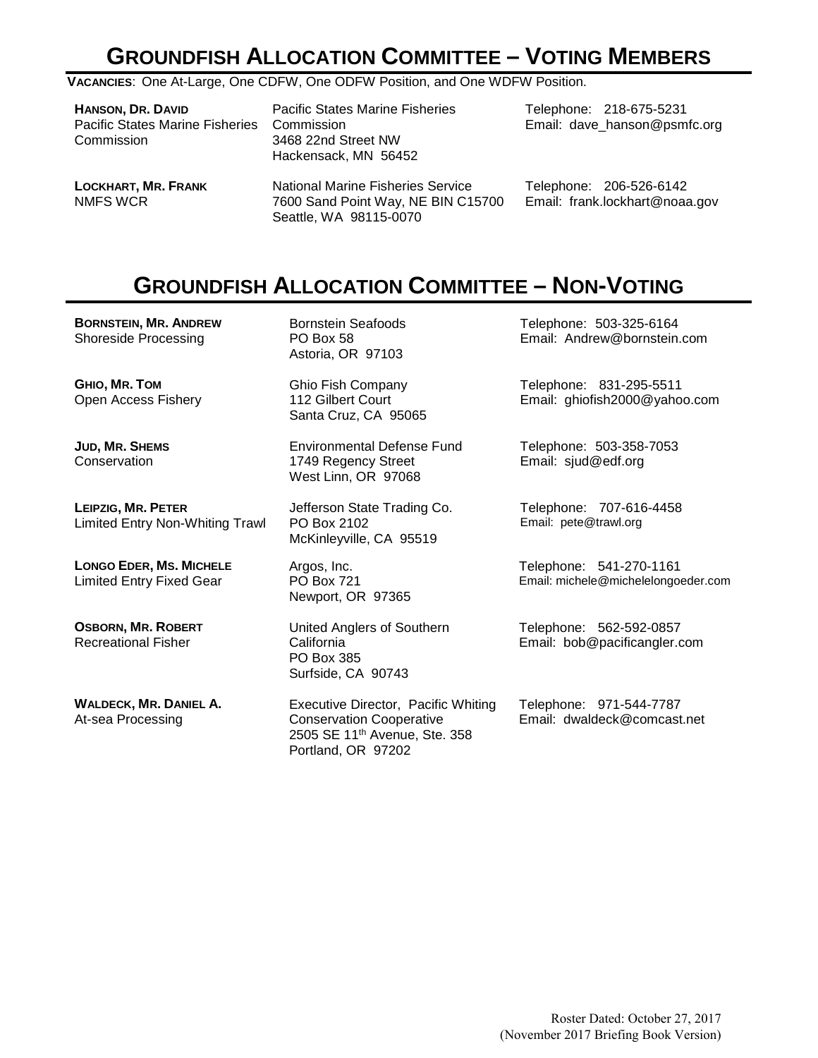# GROUNDFISH ALLOCATION COMMITTEE – VOTING MEMBERS

**VACANCIES**: One At-Large, One CDFW, One ODFW Position, and One WDFW Position.

| | | |
|---|---|---|
| **HANSON, DR. DAVID**<br>Pacific States Marine Fisheries Commission | Pacific States Marine Fisheries Commission<br>3468 22nd Street NW<br>Hackensack, MN 56452 | Telephone: 218-675-5231<br>Email: dave_hanson@psmfc.org |
| **LOCKHART, MR. FRANK**<br>NMFS WCR | National Marine Fisheries Service<br>7600 Sand Point Way, NE BIN C15700<br>Seattle, WA 98115-0070 | Telephone: 206-526-6142<br>Email: frank.lockhart@noaa.gov |

# GROUNDFISH ALLOCATION COMMITTEE – NON-VOTING

| | | |
|---|---|---|
| **BORNSTEIN, MR. ANDREW**<br>Shoreside Processing | Bornstein Seafoods<br>PO Box 58<br>Astoria, OR 97103 | Telephone: 503-325-6164<br>Email: Andrew@bornstein.com |
| **GHIO, MR. TOM**<br>Open Access Fishery | Ghio Fish Company<br>112 Gilbert Court<br>Santa Cruz, CA 95065 | Telephone: 831-295-5511<br>Email: ghiofish2000@yahoo.com |
| **JUD, MR. SHEMS**<br>Conservation | Environmental Defense Fund<br>1749 Regency Street<br>West Linn, OR 97068 | Telephone: 503-358-7053<br>Email: sjud@edf.org |
| **LEIPZIG, MR. PETER**<br>Limited Entry Non-Whiting Trawl | Jefferson State Trading Co.<br>PO Box 2102<br>McKinleyville, CA 95519 | Telephone: 707-616-4458<br>Email: pete@trawl.org |
| **LONGO EDER, MS. MICHELE**<br>Limited Entry Fixed Gear | Argos, Inc.<br>PO Box 721<br>Newport, OR 97365 | Telephone: 541-270-1161<br>Email: michele@michelelongoeder.com |
| **OSBORN, MR. ROBERT**<br>Recreational Fisher | United Anglers of Southern California<br>PO Box 385<br>Surfside, CA 90743 | Telephone: 562-592-0857<br>Email: bob@pacificangler.com |
| **WALDECK, MR. DANIEL A.**<br>At-sea Processing | Executive Director, Pacific Whiting Conservation Cooperative<br>2505 SE 11th Avenue, Ste. 358<br>Portland, OR 97202 | Telephone: 971-544-7787<br>Email: dwaldeck@comcast.net |

Roster Dated: October 27, 2017
(November 2017 Briefing Book Version)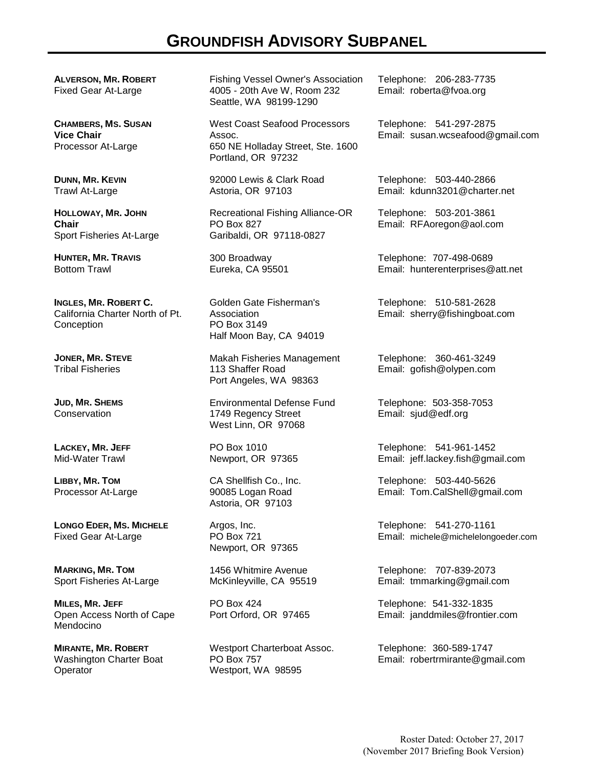# GROUNDFISH ADVISORY SUBPANEL

**ALVERSON, MR. ROBERT**
Fixed Gear At-Large
Fishing Vessel Owner's Association
4005 - 20th Ave W, Room 232
Seattle, WA 98199-1290
Telephone: 206-283-7735
Email: roberta@fvoa.org

**CHAMBERS, MS. SUSAN**
**Vice Chair**
Processor At-Large
West Coast Seafood Processors Assoc.
650 NE Holladay Street, Ste. 1600
Portland, OR 97232
Telephone: 541-297-2875
Email: susan.wcseafood@gmail.com

**DUNN, MR. KEVIN**
Trawl At-Large
92000 Lewis & Clark Road
Astoria, OR 97103
Telephone: 503-440-2866
Email: kdunn3201@charter.net

**HOLLOWAY, MR. JOHN**
**Chair**
Sport Fisheries At-Large
Recreational Fishing Alliance-OR
PO Box 827
Garibaldi, OR 97118-0827
Telephone: 503-201-3861
Email: RFAoregon@aol.com

**HUNTER, MR. TRAVIS**
Bottom Trawl
300 Broadway
Eureka, CA 95501
Telephone: 707-498-0689
Email: hunterenterprises@att.net

**INGLES, MR. ROBERT C.**
California Charter North of Pt. Conception
Golden Gate Fisherman's Association
PO Box 3149
Half Moon Bay, CA 94019
Telephone: 510-581-2628
Email: sherry@fishingboat.com

**JONER, MR. STEVE**
Tribal Fisheries
Makah Fisheries Management
113 Shaffer Road
Port Angeles, WA 98363
Telephone: 360-461-3249
Email: gofish@olypen.com

**JUD, MR. SHEMS**
Conservation
Environmental Defense Fund
1749 Regency Street
West Linn, OR 97068
Telephone: 503-358-7053
Email: sjud@edf.org

**LACKEY, MR. JEFF**
Mid-Water Trawl
PO Box 1010
Newport, OR 97365
Telephone: 541-961-1452
Email: jeff.lackey.fish@gmail.com

**LIBBY, MR. TOM**
Processor At-Large
CA Shellfish Co., Inc.
90085 Logan Road
Astoria, OR 97103
Telephone: 503-440-5626
Email: Tom.CalShell@gmail.com

**LONGO EDER, MS. MICHELE**
Fixed Gear At-Large
Argos, Inc.
PO Box 721
Newport, OR 97365
Telephone: 541-270-1161
Email: michele@michelelongoeder.com

**MARKING, MR. TOM**
Sport Fisheries At-Large
1456 Whitmire Avenue
McKinleyville, CA 95519
Telephone: 707-839-2073
Email: tmmarking@gmail.com

**MILES, MR. JEFF**
Open Access North of Cape Mendocino
PO Box 424
Port Orford, OR 97465
Telephone: 541-332-1835
Email: janddmiles@frontier.com

**MIRANTE, MR. ROBERT**
Washington Charter Boat Operator
Westport Charterboat Assoc.
PO Box 757
Westport, WA 98595
Telephone: 360-589-1747
Email: robertrmirante@gmail.com

Roster Dated: October 27, 2017
(November 2017 Briefing Book Version)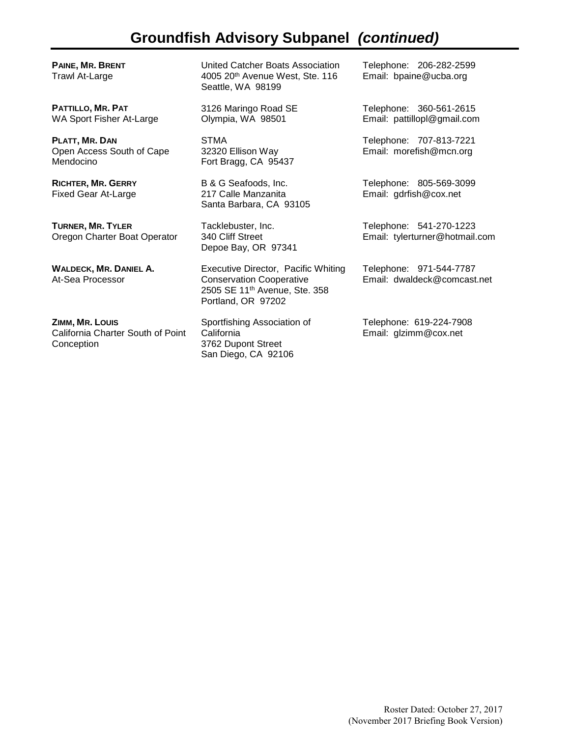# Groundfish Advisory Subpanel *(continued)*

| | | |
|---|---|---|
| **PAINE, MR. BRENT**<br>Trawl At-Large | United Catcher Boats Association<br>4005 20th Avenue West, Ste. 116<br>Seattle, WA 98199 | Telephone: 206-282-2599<br>Email: bpaine@ucba.org |
| **PATTILLO, MR. PAT**<br>WA Sport Fisher At-Large | 3126 Maringo Road SE<br>Olympia, WA 98501 | Telephone: 360-561-2615<br>Email: pattillopl@gmail.com |
| **PLATT, MR. DAN**<br>Open Access South of Cape Mendocino | STMA<br>32320 Ellison Way<br>Fort Bragg, CA 95437 | Telephone: 707-813-7221<br>Email: morefish@mcn.org |
| **RICHTER, MR. GERRY**<br>Fixed Gear At-Large | B & G Seafoods, Inc.<br>217 Calle Manzanita<br>Santa Barbara, CA 93105 | Telephone: 805-569-3099<br>Email: gdrfish@cox.net |
| **TURNER, MR. TYLER**<br>Oregon Charter Boat Operator | Tacklebuster, Inc.<br>340 Cliff Street<br>Depoe Bay, OR 97341 | Telephone: 541-270-1223<br>Email: tylerturner@hotmail.com |
| **WALDECK, MR. DANIEL A.**<br>At-Sea Processor | Executive Director, Pacific Whiting Conservation Cooperative<br>2505 SE 11th Avenue, Ste. 358<br>Portland, OR 97202 | Telephone: 971-544-7787<br>Email: dwaldeck@comcast.net |
| **ZIMM, MR. LOUIS**<br>California Charter South of Point Conception | Sportfishing Association of California<br>3762 Dupont Street<br>San Diego, CA 92106 | Telephone: 619-224-7908<br>Email: glzimm@cox.net |

Roster Dated: October 27, 2017
(November 2017 Briefing Book Version)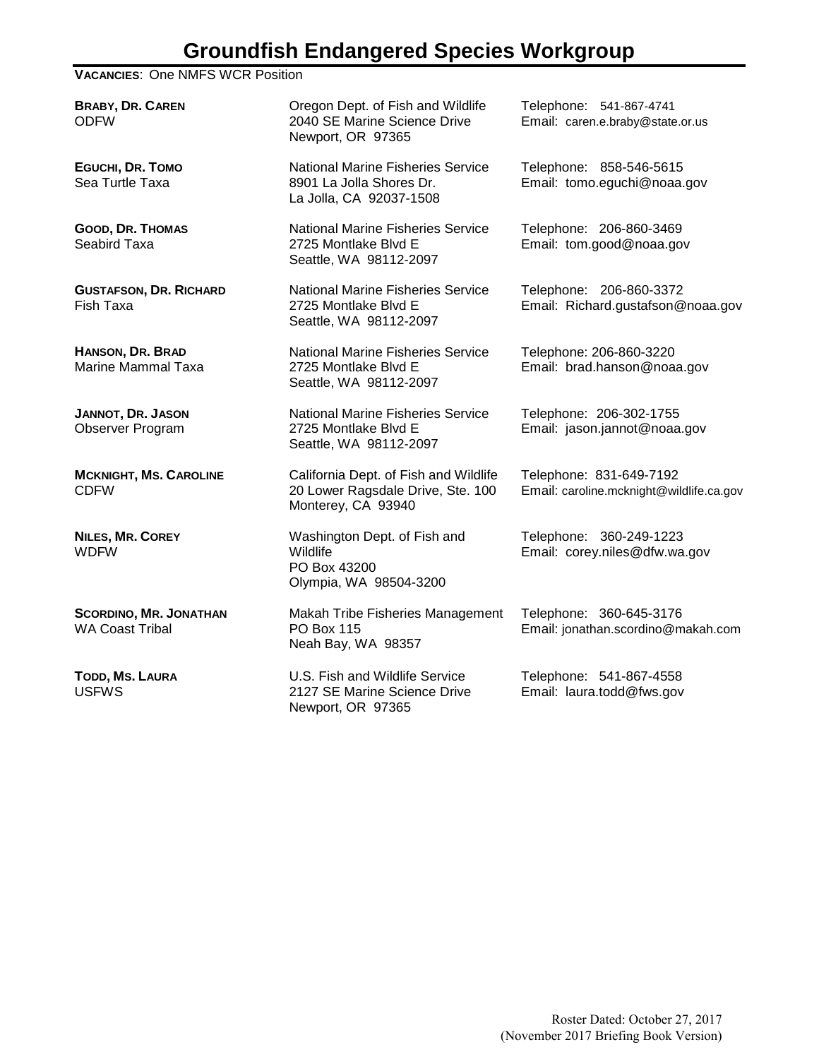# Groundfish Endangered Species Workgroup

**VACANCIES**: One NMFS WCR Position

| | | |
|---|---|---|
| **BRABY, DR. CAREN**<br>ODFW | Oregon Dept. of Fish and Wildlife<br>2040 SE Marine Science Drive<br>Newport, OR 97365 | Telephone: 541-867-4741<br>Email: caren.e.braby@state.or.us |
| **EGUCHI, DR. TOMO**<br>Sea Turtle Taxa | National Marine Fisheries Service<br>8901 La Jolla Shores Dr.<br>La Jolla, CA 92037-1508 | Telephone: 858-546-5615<br>Email: tomo.eguchi@noaa.gov |
| **GOOD, DR. THOMAS**<br>Seabird Taxa | National Marine Fisheries Service<br>2725 Montlake Blvd E<br>Seattle, WA 98112-2097 | Telephone: 206-860-3469<br>Email: tom.good@noaa.gov |
| **GUSTAFSON, DR. RICHARD**<br>Fish Taxa | National Marine Fisheries Service<br>2725 Montlake Blvd E<br>Seattle, WA 98112-2097 | Telephone: 206-860-3372<br>Email: Richard.gustafson@noaa.gov |
| **HANSON, DR. BRAD**<br>Marine Mammal Taxa | National Marine Fisheries Service<br>2725 Montlake Blvd E<br>Seattle, WA 98112-2097 | Telephone: 206-860-3220<br>Email: brad.hanson@noaa.gov |
| **JANNOT, DR. JASON**<br>Observer Program | National Marine Fisheries Service<br>2725 Montlake Blvd E<br>Seattle, WA 98112-2097 | Telephone: 206-302-1755<br>Email: jason.jannot@noaa.gov |
| **MCKNIGHT, MS. CAROLINE**<br>CDFW | California Dept. of Fish and Wildlife<br>20 Lower Ragsdale Drive, Ste. 100<br>Monterey, CA 93940 | Telephone: 831-649-7192<br>Email: caroline.mcknight@wildlife.ca.gov |
| **NILES, MR. COREY**<br>WDFW | Washington Dept. of Fish and Wildlife<br>PO Box 43200<br>Olympia, WA 98504-3200 | Telephone: 360-249-1223<br>Email: corey.niles@dfw.wa.gov |
| **SCORDINO, MR. JONATHAN**<br>WA Coast Tribal | Makah Tribe Fisheries Management<br>PO Box 115<br>Neah Bay, WA 98357 | Telephone: 360-645-3176<br>Email: jonathan.scordino@makah.com |
| **TODD, MS. LAURA**<br>USFWS | U.S. Fish and Wildlife Service<br>2127 SE Marine Science Drive<br>Newport, OR 97365 | Telephone: 541-867-4558<br>Email: laura.todd@fws.gov |

Roster Dated: October 27, 2017
(November 2017 Briefing Book Version)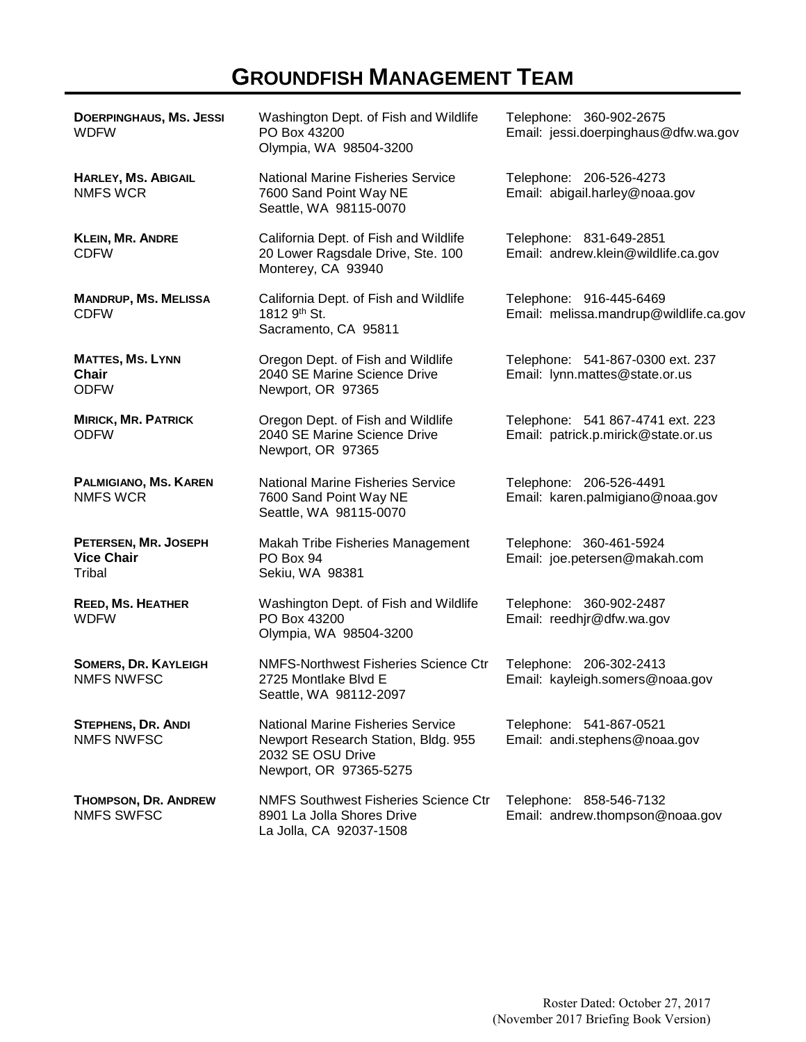# GROUNDFISH MANAGEMENT TEAM

| | | |
|---|---|---|
| **DOERPINGHAUS, MS. JESSI**<br>WDFW | Washington Dept. of Fish and Wildlife<br>PO Box 43200<br>Olympia, WA 98504-3200 | Telephone: 360-902-2675<br>Email: jessi.doerpinghaus@dfw.wa.gov |
| **HARLEY, MS. ABIGAIL**<br>NMFS WCR | National Marine Fisheries Service<br>7600 Sand Point Way NE<br>Seattle, WA 98115-0070 | Telephone: 206-526-4273<br>Email: abigail.harley@noaa.gov |
| **KLEIN, MR. ANDRE**<br>CDFW | California Dept. of Fish and Wildlife<br>20 Lower Ragsdale Drive, Ste. 100<br>Monterey, CA 93940 | Telephone: 831-649-2851<br>Email: andrew.klein@wildlife.ca.gov |
| **MANDRUP, MS. MELISSA**<br>CDFW | California Dept. of Fish and Wildlife<br>1812 9th St.<br>Sacramento, CA 95811 | Telephone: 916-445-6469<br>Email: melissa.mandrup@wildlife.ca.gov |
| **MATTES, MS. LYNN**<br>**Chair**<br>ODFW | Oregon Dept. of Fish and Wildlife<br>2040 SE Marine Science Drive<br>Newport, OR 97365 | Telephone: 541-867-0300 ext. 237<br>Email: lynn.mattes@state.or.us |
| **MIRICK, MR. PATRICK**<br>ODFW | Oregon Dept. of Fish and Wildlife<br>2040 SE Marine Science Drive<br>Newport, OR 97365 | Telephone: 541 867-4741 ext. 223<br>Email: patrick.p.mirick@state.or.us |
| **PALMIGIANO, MS. KAREN**<br>NMFS WCR | National Marine Fisheries Service<br>7600 Sand Point Way NE<br>Seattle, WA 98115-0070 | Telephone: 206-526-4491<br>Email: karen.palmigiano@noaa.gov |
| **PETERSEN, MR. JOSEPH**<br>**Vice Chair**<br>Tribal | Makah Tribe Fisheries Management<br>PO Box 94<br>Sekiu, WA 98381 | Telephone: 360-461-5924<br>Email: joe.petersen@makah.com |
| **REED, MS. HEATHER**<br>WDFW | Washington Dept. of Fish and Wildlife<br>PO Box 43200<br>Olympia, WA 98504-3200 | Telephone: 360-902-2487<br>Email: reedhjr@dfw.wa.gov |
| **SOMERS, DR. KAYLEIGH**<br>NMFS NWFSC | NMFS-Northwest Fisheries Science Ctr<br>2725 Montlake Blvd E<br>Seattle, WA 98112-2097 | Telephone: 206-302-2413<br>Email: kayleigh.somers@noaa.gov |
| **STEPHENS, DR. ANDI**<br>NMFS NWFSC | National Marine Fisheries Service<br>Newport Research Station, Bldg. 955<br>2032 SE OSU Drive<br>Newport, OR 97365-5275 | Telephone: 541-867-0521<br>Email: andi.stephens@noaa.gov |
| **THOMPSON, DR. ANDREW**<br>NMFS SWFSC | NMFS Southwest Fisheries Science Ctr<br>8901 La Jolla Shores Drive<br>La Jolla, CA 92037-1508 | Telephone: 858-546-7132<br>Email: andrew.thompson@noaa.gov |

Roster Dated: October 27, 2017
(November 2017 Briefing Book Version)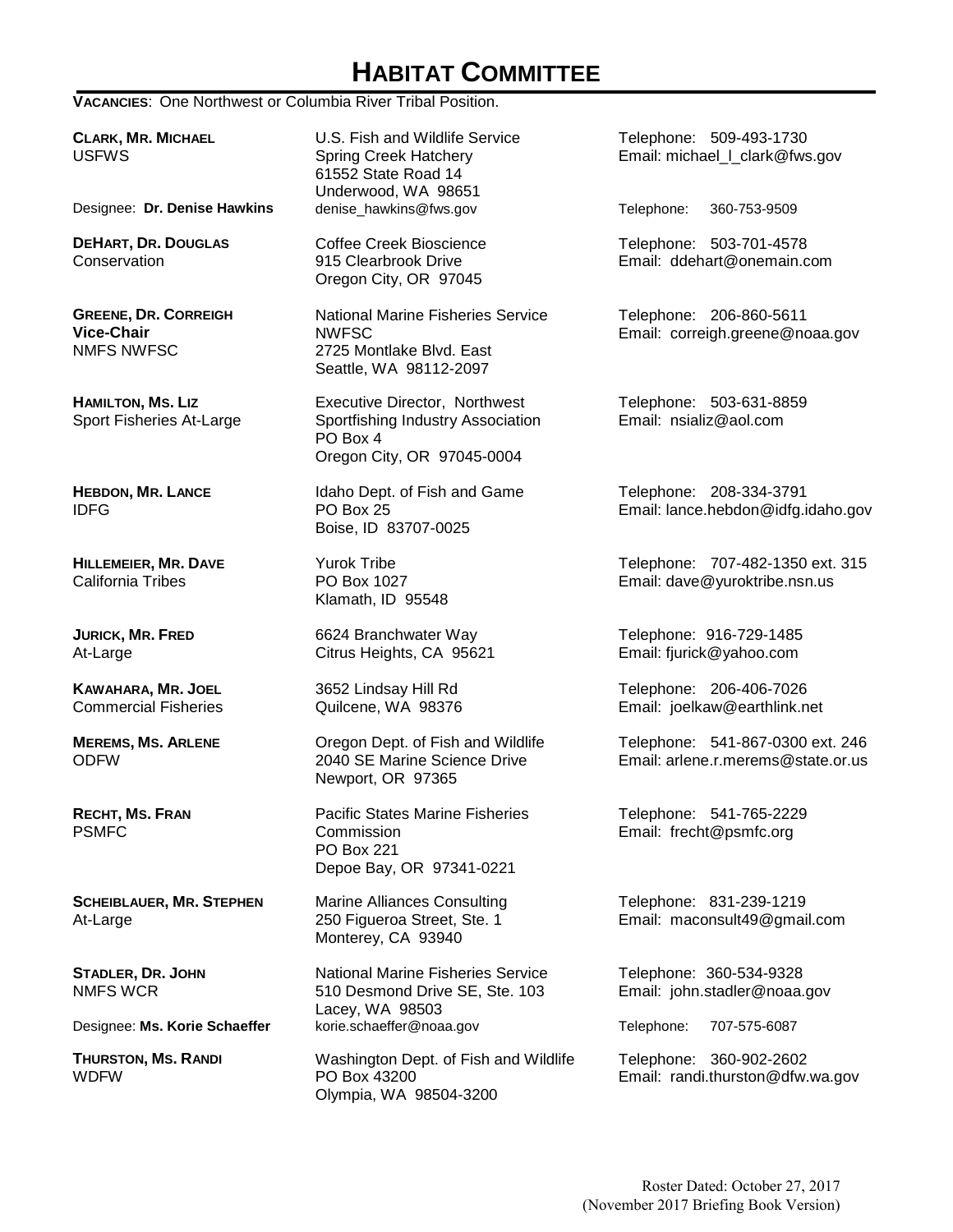# HABITAT COMMITTEE

**VACANCIES**: One Northwest or Columbia River Tribal Position.

**CLARK, MR. MICHAEL**
USFWS

U.S. Fish and Wildlife Service
Spring Creek Hatchery
61552 State Road 14
Underwood, WA 98651

Telephone: 509-493-1730
Email: michael_l_clark@fws.gov

Designee: **Dr. Denise Hawkins** denise_hawkins@fws.gov Telephone: 360-753-9509

**DEHART, DR. DOUGLAS**
Conservation

Coffee Creek Bioscience
915 Clearbrook Drive
Oregon City, OR 97045

Telephone: 503-701-4578
Email: ddehart@onemain.com

**GREENE, DR. CORREIGH**
**Vice-Chair**
NMFS NWFSC

National Marine Fisheries Service
NWFSC
2725 Montlake Blvd. East
Seattle, WA 98112-2097

Telephone: 206-860-5611
Email: correigh.greene@noaa.gov

**HAMILTON, MS. LIZ**
Sport Fisheries At-Large

Executive Director, Northwest Sportfishing Industry Association
PO Box 4
Oregon City, OR 97045-0004

Telephone: 503-631-8859
Email: nsializ@aol.com

**HEBDON, MR. LANCE**
IDFG

Idaho Dept. of Fish and Game
PO Box 25
Boise, ID 83707-0025

Telephone: 208-334-3791
Email: lance.hebdon@idfg.idaho.gov

**HILLEMEIER, MR. DAVE**
California Tribes

Yurok Tribe
PO Box 1027
Klamath, ID 95548

Telephone: 707-482-1350 ext. 315
Email: dave@yuroktribe.nsn.us

**JURICK, MR. FRED**
At-Large

6624 Branchwater Way
Citrus Heights, CA 95621

Telephone: 916-729-1485
Email: fjurick@yahoo.com

**KAWAHARA, MR. JOEL**
Commercial Fisheries

3652 Lindsay Hill Rd
Quilcene, WA 98376

Telephone: 206-406-7026
Email: joelkaw@earthlink.net

**MEREMS, MS. ARLENE**
ODFW

Oregon Dept. of Fish and Wildlife
2040 SE Marine Science Drive
Newport, OR 97365

Telephone: 541-867-0300 ext. 246
Email: arlene.r.merems@state.or.us

**RECHT, MS. FRAN**
PSMFC

Pacific States Marine Fisheries Commission
PO Box 221
Depoe Bay, OR 97341-0221

Telephone: 541-765-2229
Email: frecht@psmfc.org

**SCHEIBLAUER, MR. STEPHEN**
At-Large

Marine Alliances Consulting
250 Figueroa Street, Ste. 1
Monterey, CA 93940

Telephone: 831-239-1219
Email: maconsult49@gmail.com

**STADLER, DR. JOHN**
NMFS WCR

National Marine Fisheries Service
510 Desmond Drive SE, Ste. 103
Lacey, WA 98503

Telephone: 360-534-9328
Email: john.stadler@noaa.gov

Designee: **Ms. Korie Schaeffer** korie.schaeffer@noaa.gov Telephone: 707-575-6087

**THURSTON, MS. RANDI**
WDFW

Washington Dept. of Fish and Wildlife
PO Box 43200
Olympia, WA 98504-3200

Telephone: 360-902-2602
Email: randi.thurston@dfw.wa.gov

Roster Dated: October 27, 2017
(November 2017 Briefing Book Version)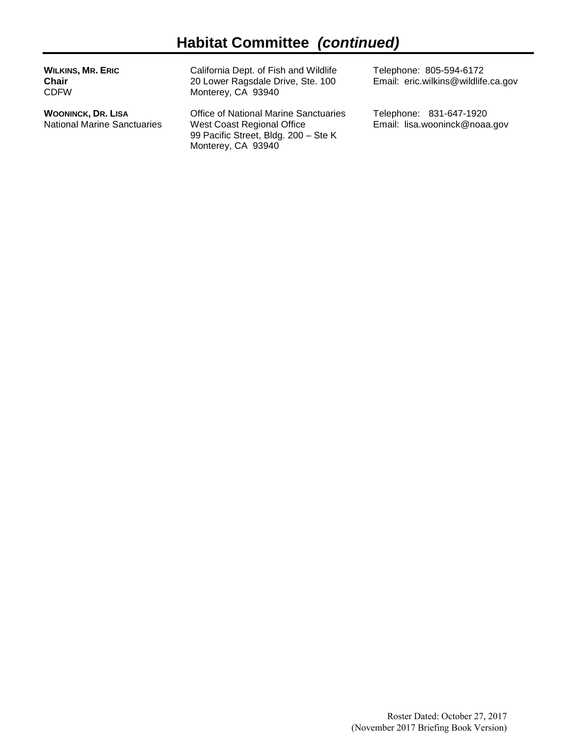# Habitat Committee *(continued)*

| | | |
|---|---|---|
| **WILKINS, MR. ERIC**<br>**Chair**<br>CDFW | California Dept. of Fish and Wildlife<br>20 Lower Ragsdale Drive, Ste. 100<br>Monterey, CA 93940 | Telephone: 805-594-6172<br>Email: eric.wilkins@wildlife.ca.gov |
| **WOONINCK, DR. LISA**<br>National Marine Sanctuaries | Office of National Marine Sanctuaries<br>West Coast Regional Office<br>99 Pacific Street, Bldg. 200 – Ste K<br>Monterey, CA 93940 | Telephone: 831-647-1920<br>Email: lisa.wooninck@noaa.gov |

Roster Dated: October 27, 2017
(November 2017 Briefing Book Version)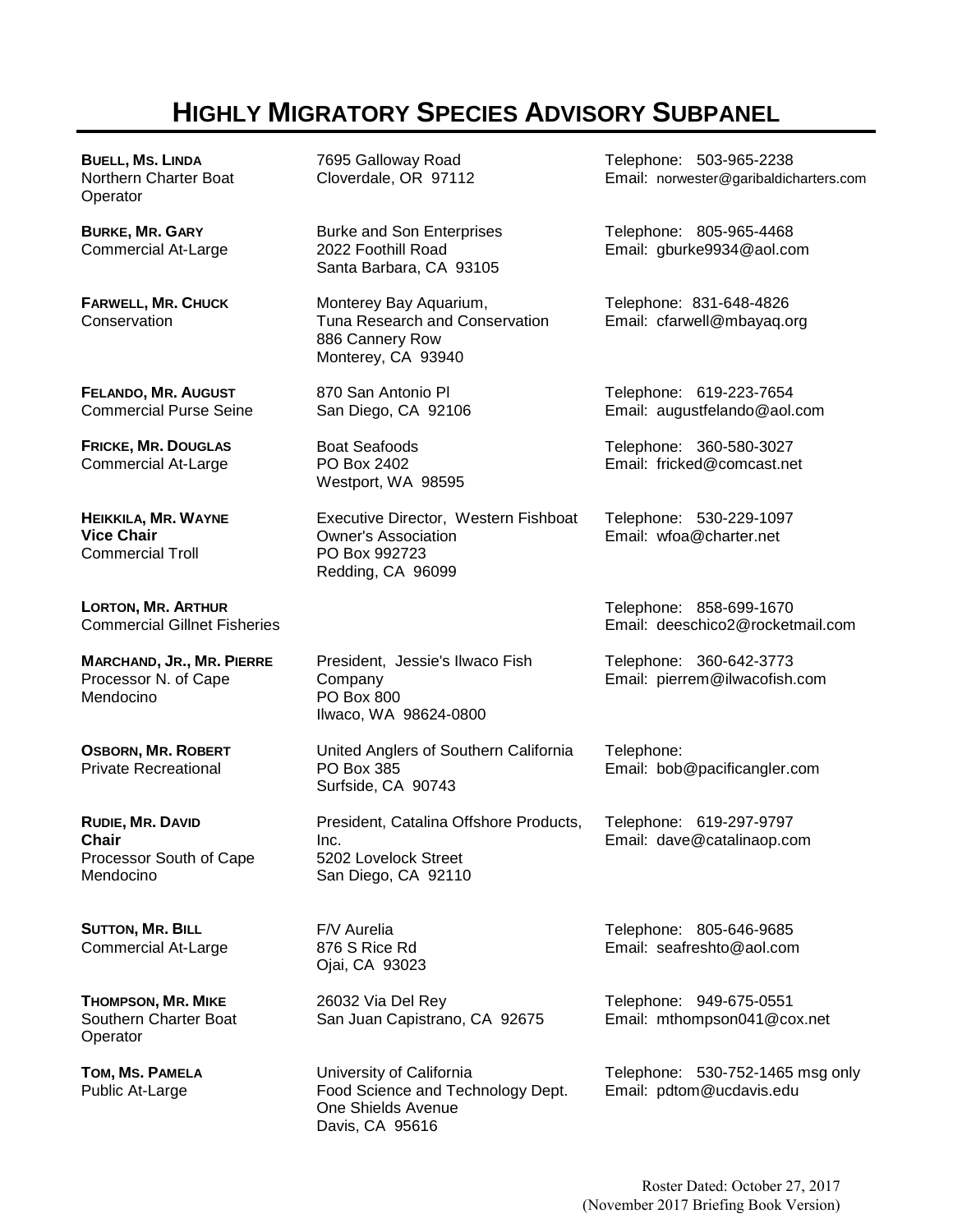# HIGHLY MIGRATORY SPECIES ADVISORY SUBPANEL

| Member | Address | Contact |
|---|---|---|
| **BUELL, MS. LINDA**<br>Northern Charter Boat Operator | 7695 Galloway Road<br>Cloverdale, OR 97112 | Telephone: 503-965-2238<br>Email: norwester@garibaldicharters.com |
| **BURKE, MR. GARY**<br>Commercial At-Large | Burke and Son Enterprises<br>2022 Foothill Road<br>Santa Barbara, CA 93105 | Telephone: 805-965-4468<br>Email: gburke9934@aol.com |
| **FARWELL, MR. CHUCK**<br>Conservation | Monterey Bay Aquarium,<br>Tuna Research and Conservation<br>886 Cannery Row<br>Monterey, CA 93940 | Telephone: 831-648-4826<br>Email: cfarwell@mbayaq.org |
| **FELANDO, MR. AUGUST**<br>Commercial Purse Seine | 870 San Antonio Pl<br>San Diego, CA 92106 | Telephone: 619-223-7654<br>Email: augustfelando@aol.com |
| **FRICKE, MR. DOUGLAS**<br>Commercial At-Large | Boat Seafoods<br>PO Box 2402<br>Westport, WA 98595 | Telephone: 360-580-3027<br>Email: fricked@comcast.net |
| **HEIKKILA, MR. WAYNE**<br>**Vice Chair**<br>Commercial Troll | Executive Director, Western Fishboat Owner's Association<br>PO Box 992723<br>Redding, CA 96099 | Telephone: 530-229-1097<br>Email: wfoa@charter.net |
| **LORTON, MR. ARTHUR**<br>Commercial Gillnet Fisheries | | Telephone: 858-699-1670<br>Email: deeschico2@rocketmail.com |
| **MARCHAND, JR., MR. PIERRE**<br>Processor N. of Cape Mendocino | President, Jessie's Ilwaco Fish Company<br>PO Box 800<br>Ilwaco, WA 98624-0800 | Telephone: 360-642-3773<br>Email: pierrem@ilwacofish.com |
| **OSBORN, MR. ROBERT**<br>Private Recreational | United Anglers of Southern California<br>PO Box 385<br>Surfside, CA 90743 | Telephone:<br>Email: bob@pacificangler.com |
| **RUDIE, MR. DAVID**<br>**Chair**<br>Processor South of Cape Mendocino | President, Catalina Offshore Products, Inc.<br>5202 Lovelock Street<br>San Diego, CA 92110 | Telephone: 619-297-9797<br>Email: dave@catalinaop.com |
| **SUTTON, MR. BILL**<br>Commercial At-Large | F/V Aurelia<br>876 S Rice Rd<br>Ojai, CA 93023 | Telephone: 805-646-9685<br>Email: seafreshto@aol.com |
| **THOMPSON, MR. MIKE**<br>Southern Charter Boat Operator | 26032 Via Del Rey<br>San Juan Capistrano, CA 92675 | Telephone: 949-675-0551<br>Email: mthompson041@cox.net |
| **TOM, MS. PAMELA**<br>Public At-Large | University of California<br>Food Science and Technology Dept.<br>One Shields Avenue<br>Davis, CA 95616 | Telephone: 530-752-1465 msg only<br>Email: pdtom@ucdavis.edu |

Roster Dated: October 27, 2017
(November 2017 Briefing Book Version)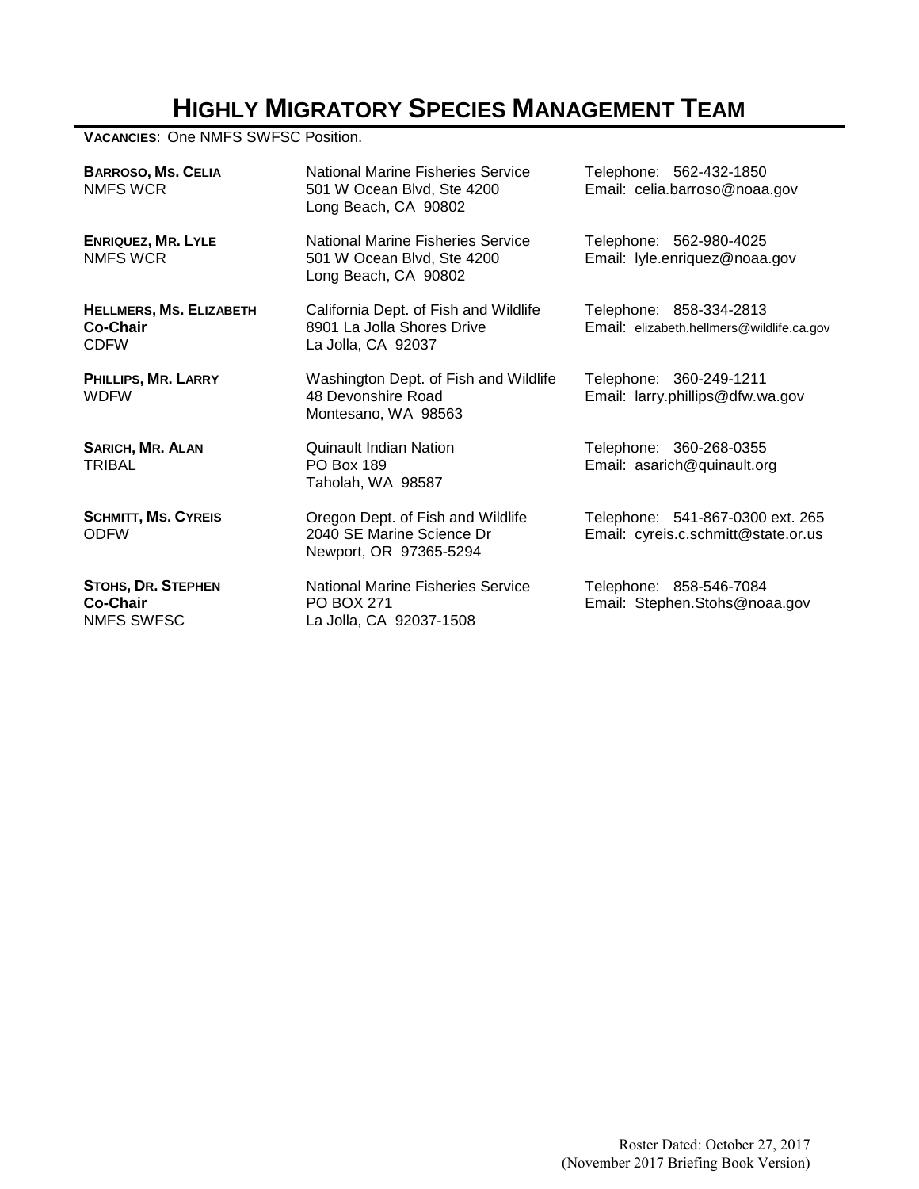# HIGHLY MIGRATORY SPECIES MANAGEMENT TEAM

**VACANCIES**: One NMFS SWFSC Position.

| | | |
|---|---|---|
| **BARROSO, MS. CELIA**<br>NMFS WCR | National Marine Fisheries Service<br>501 W Ocean Blvd, Ste 4200<br>Long Beach, CA 90802 | Telephone: 562-432-1850<br>Email: celia.barroso@noaa.gov |
| **ENRIQUEZ, MR. LYLE**<br>NMFS WCR | National Marine Fisheries Service<br>501 W Ocean Blvd, Ste 4200<br>Long Beach, CA 90802 | Telephone: 562-980-4025<br>Email: lyle.enriquez@noaa.gov |
| **HELLMERS, MS. ELIZABETH**<br>**Co-Chair**<br>CDFW | California Dept. of Fish and Wildlife<br>8901 La Jolla Shores Drive<br>La Jolla, CA 92037 | Telephone: 858-334-2813<br>Email: elizabeth.hellmers@wildlife.ca.gov |
| **PHILLIPS, MR. LARRY**<br>WDFW | Washington Dept. of Fish and Wildlife<br>48 Devonshire Road<br>Montesano, WA 98563 | Telephone: 360-249-1211<br>Email: larry.phillips@dfw.wa.gov |
| **SARICH, MR. ALAN**<br>TRIBAL | Quinault Indian Nation<br>PO Box 189<br>Taholah, WA 98587 | Telephone: 360-268-0355<br>Email: asarich@quinault.org |
| **SCHMITT, MS. CYREIS**<br>ODFW | Oregon Dept. of Fish and Wildlife<br>2040 SE Marine Science Dr<br>Newport, OR 97365-5294 | Telephone: 541-867-0300 ext. 265<br>Email: cyreis.c.schmitt@state.or.us |
| **STOHS, DR. STEPHEN**<br>**Co-Chair**<br>NMFS SWFSC | National Marine Fisheries Service<br>PO BOX 271<br>La Jolla, CA 92037-1508 | Telephone: 858-546-7084<br>Email: Stephen.Stohs@noaa.gov |

Roster Dated: October 27, 2017
(November 2017 Briefing Book Version)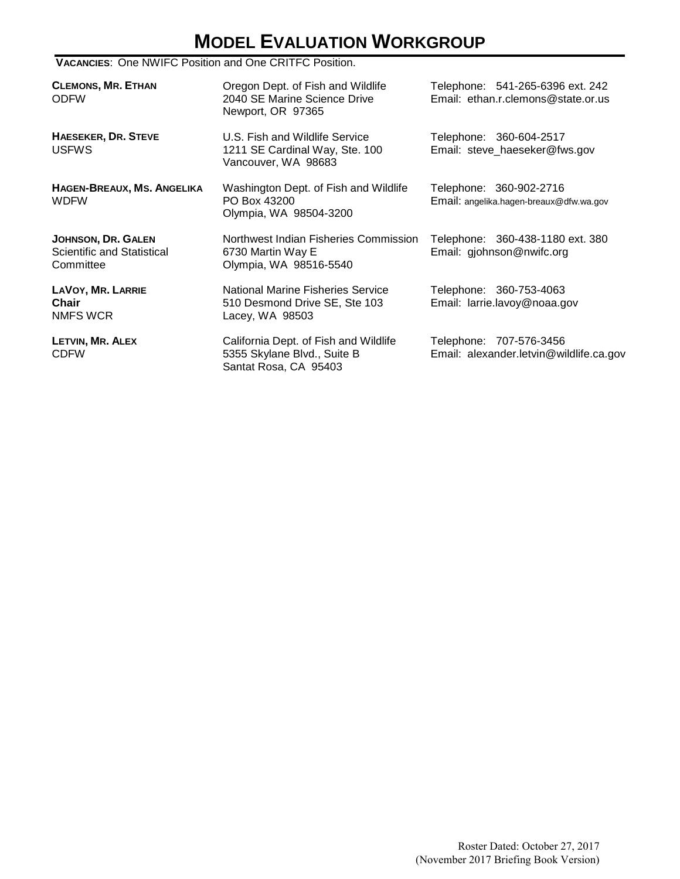# MODEL EVALUATION WORKGROUP

**VACANCIES**: One NWIFC Position and One CRITFC Position.

| Name | Address | Contact |
|---|---|---|
| **CLEMONS, MR. ETHAN**<br>ODFW | Oregon Dept. of Fish and Wildlife<br>2040 SE Marine Science Drive<br>Newport, OR 97365 | Telephone: 541-265-6396 ext. 242<br>Email: ethan.r.clemons@state.or.us |
| **HAESEKER, DR. STEVE**<br>USFWS | U.S. Fish and Wildlife Service<br>1211 SE Cardinal Way, Ste. 100<br>Vancouver, WA 98683 | Telephone: 360-604-2517<br>Email: steve_haeseker@fws.gov |
| **HAGEN-BREAUX, MS. ANGELIKA**<br>WDFW | Washington Dept. of Fish and Wildlife<br>PO Box 43200<br>Olympia, WA 98504-3200 | Telephone: 360-902-2716<br>Email: angelika.hagen-breaux@dfw.wa.gov |
| **JOHNSON, DR. GALEN**<br>Scientific and Statistical Committee | Northwest Indian Fisheries Commission<br>6730 Martin Way E<br>Olympia, WA 98516-5540 | Telephone: 360-438-1180 ext. 380<br>Email: gjohnson@nwifc.org |
| **LAVOY, MR. LARRIE**<br>**Chair**<br>NMFS WCR | National Marine Fisheries Service<br>510 Desmond Drive SE, Ste 103<br>Lacey, WA 98503 | Telephone: 360-753-4063<br>Email: larrie.lavoy@noaa.gov |
| **LETVIN, MR. ALEX**<br>CDFW | California Dept. of Fish and Wildlife<br>5355 Skylane Blvd., Suite B<br>Santat Rosa, CA 95403 | Telephone: 707-576-3456<br>Email: alexander.letvin@wildlife.ca.gov |

Roster Dated: October 27, 2017
(November 2017 Briefing Book Version)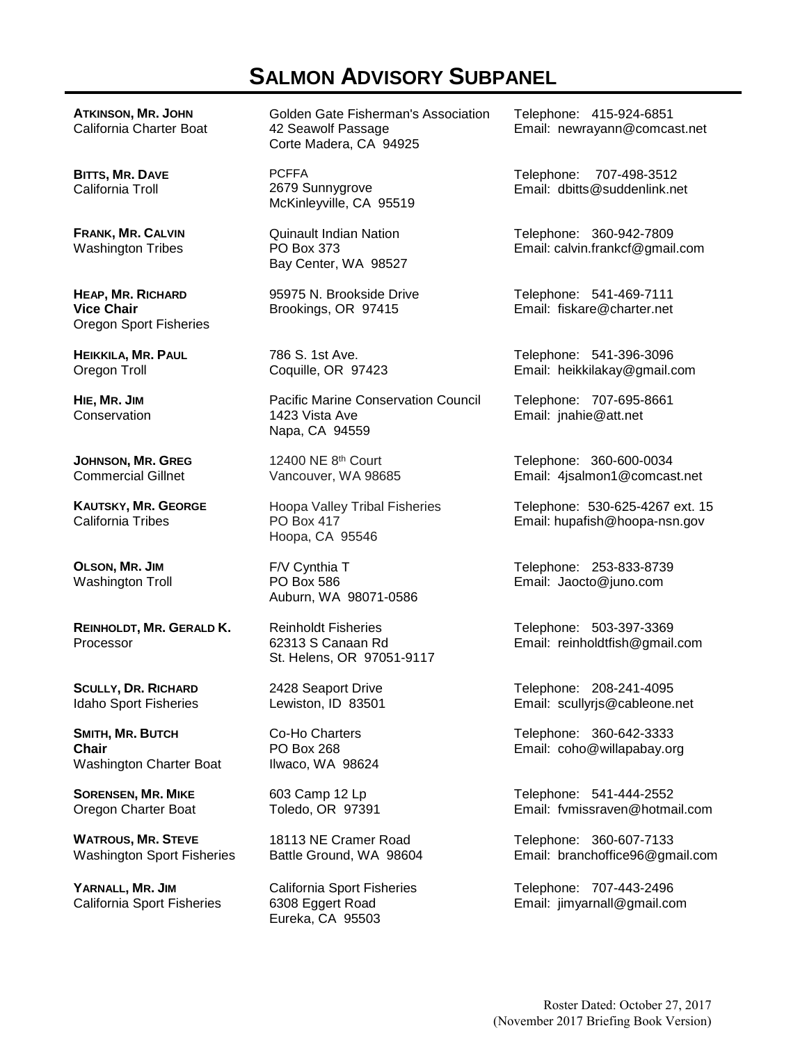# SALMON ADVISORY SUBPANEL

| Member | Address | Contact |
| --- | --- | --- |
| **ATKINSON, MR. JOHN**<br>California Charter Boat | Golden Gate Fisherman's Association<br>42 Seawolf Passage<br>Corte Madera, CA 94925 | Telephone: 415-924-6851<br>Email: newrayann@comcast.net |
| **BITTS, MR. DAVE**<br>California Troll | PCFFA<br>2679 Sunnygrove<br>McKinleyville, CA 95519 | Telephone: 707-498-3512<br>Email: dbitts@suddenlink.net |
| **FRANK, MR. CALVIN**<br>Washington Tribes | Quinault Indian Nation<br>PO Box 373<br>Bay Center, WA 98527 | Telephone: 360-942-7809<br>Email: calvin.frankcf@gmail.com |
| **HEAP, MR. RICHARD**<br>**Vice Chair**<br>Oregon Sport Fisheries | 95975 N. Brookside Drive<br>Brookings, OR 97415 | Telephone: 541-469-7111<br>Email: fiskare@charter.net |
| **HEIKKILA, MR. PAUL**<br>Oregon Troll | 786 S. 1st Ave.<br>Coquille, OR 97423 | Telephone: 541-396-3096<br>Email: heikkilakay@gmail.com |
| **HIE, MR. JIM**<br>Conservation | Pacific Marine Conservation Council<br>1423 Vista Ave<br>Napa, CA 94559 | Telephone: 707-695-8661<br>Email: jnahie@att.net |
| **JOHNSON, MR. GREG**<br>Commercial Gillnet | 12400 NE 8th Court<br>Vancouver, WA 98685 | Telephone: 360-600-0034<br>Email: 4jsalmon1@comcast.net |
| **KAUTSKY, MR. GEORGE**<br>California Tribes | Hoopa Valley Tribal Fisheries<br>PO Box 417<br>Hoopa, CA 95546 | Telephone: 530-625-4267 ext. 15<br>Email: hupafish@hoopa-nsn.gov |
| **OLSON, MR. JIM**<br>Washington Troll | F/V Cynthia T<br>PO Box 586<br>Auburn, WA 98071-0586 | Telephone: 253-833-8739<br>Email: Jaocto@juno.com |
| **REINHOLDT, MR. GERALD K.**<br>Processor | Reinholdt Fisheries<br>62313 S Canaan Rd<br>St. Helens, OR 97051-9117 | Telephone: 503-397-3369<br>Email: reinholdtfish@gmail.com |
| **SCULLY, DR. RICHARD**<br>Idaho Sport Fisheries | 2428 Seaport Drive<br>Lewiston, ID 83501 | Telephone: 208-241-4095<br>Email: scullyrjs@cableone.net |
| **SMITH, MR. BUTCH**<br>**Chair**<br>Washington Charter Boat | Co-Ho Charters<br>PO Box 268<br>Ilwaco, WA 98624 | Telephone: 360-642-3333<br>Email: coho@willapabay.org |
| **SORENSEN, MR. MIKE**<br>Oregon Charter Boat | 603 Camp 12 Lp<br>Toledo, OR 97391 | Telephone: 541-444-2552<br>Email: fvmissraven@hotmail.com |
| **WATROUS, MR. STEVE**<br>Washington Sport Fisheries | 18113 NE Cramer Road<br>Battle Ground, WA 98604 | Telephone: 360-607-7133<br>Email: branchoffice96@gmail.com |
| **YARNALL, MR. JIM**<br>California Sport Fisheries | California Sport Fisheries<br>6308 Eggert Road<br>Eureka, CA 95503 | Telephone: 707-443-2496<br>Email: jimyarnall@gmail.com |

Roster Dated: October 27, 2017
(November 2017 Briefing Book Version)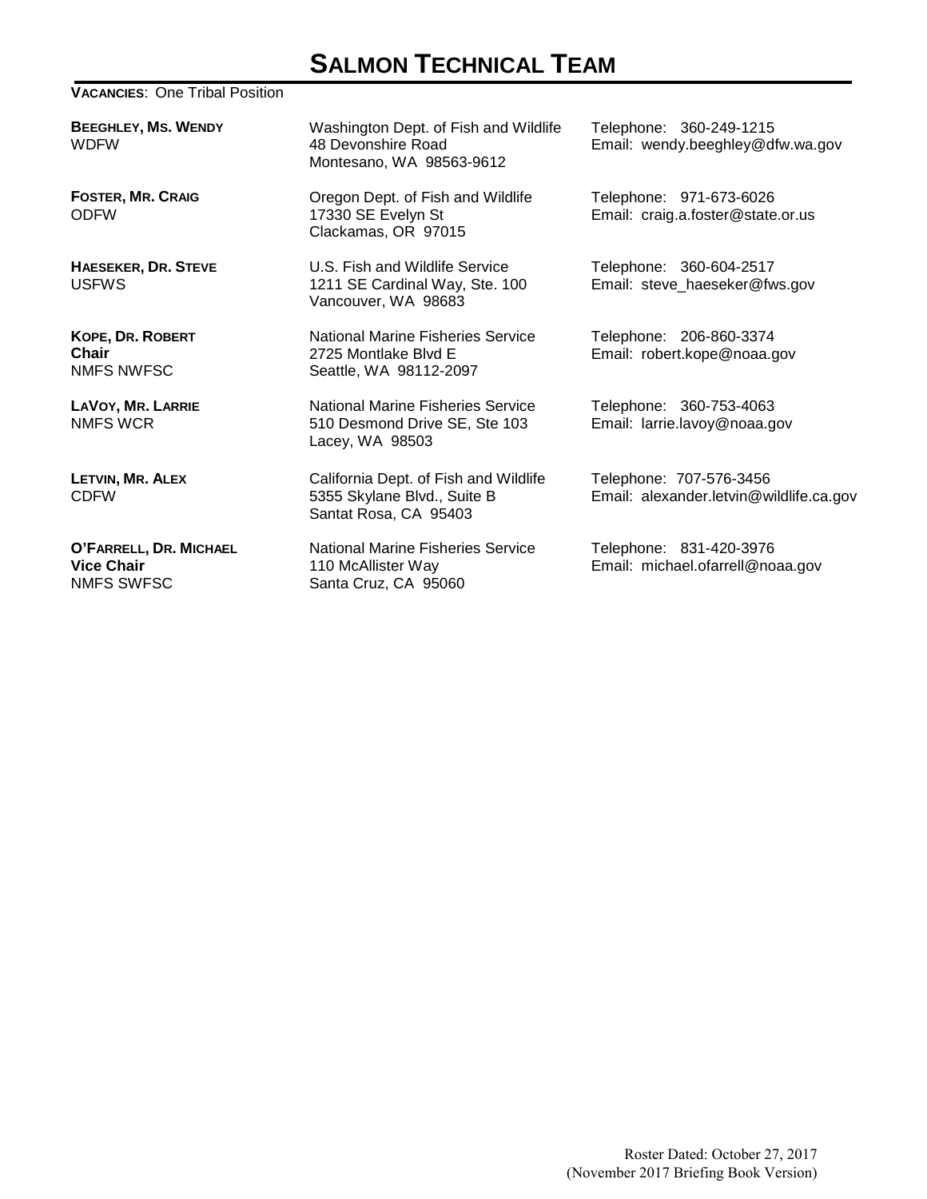# SALMON TECHNICAL TEAM

**VACANCIES**: One Tribal Position

| | | |
|---|---|---|
| **BEEGHLEY, MS. WENDY**<br>WDFW | Washington Dept. of Fish and Wildlife<br>48 Devonshire Road<br>Montesano, WA 98563-9612 | Telephone: 360-249-1215<br>Email: wendy.beeghley@dfw.wa.gov |
| **FOSTER, MR. CRAIG**<br>ODFW | Oregon Dept. of Fish and Wildlife<br>17330 SE Evelyn St<br>Clackamas, OR 97015 | Telephone: 971-673-6026<br>Email: craig.a.foster@state.or.us |
| **HAESEKER, DR. STEVE**<br>USFWS | U.S. Fish and Wildlife Service<br>1211 SE Cardinal Way, Ste. 100<br>Vancouver, WA 98683 | Telephone: 360-604-2517<br>Email: steve_haeseker@fws.gov |
| **KOPE, DR. ROBERT**<br>**Chair**<br>NMFS NWFSC | National Marine Fisheries Service<br>2725 Montlake Blvd E<br>Seattle, WA 98112-2097 | Telephone: 206-860-3374<br>Email: robert.kope@noaa.gov |
| **LAVOY, MR. LARRIE**<br>NMFS WCR | National Marine Fisheries Service<br>510 Desmond Drive SE, Ste 103<br>Lacey, WA 98503 | Telephone: 360-753-4063<br>Email: larrie.lavoy@noaa.gov |
| **LETVIN, MR. ALEX**<br>CDFW | California Dept. of Fish and Wildlife<br>5355 Skylane Blvd., Suite B<br>Santat Rosa, CA 95403 | Telephone: 707-576-3456<br>Email: alexander.letvin@wildlife.ca.gov |
| **O'FARRELL, DR. MICHAEL**<br>**Vice Chair**<br>NMFS SWFSC | National Marine Fisheries Service<br>110 McAllister Way<br>Santa Cruz, CA 95060 | Telephone: 831-420-3976<br>Email: michael.ofarrell@noaa.gov |

Roster Dated: October 27, 2017
(November 2017 Briefing Book Version)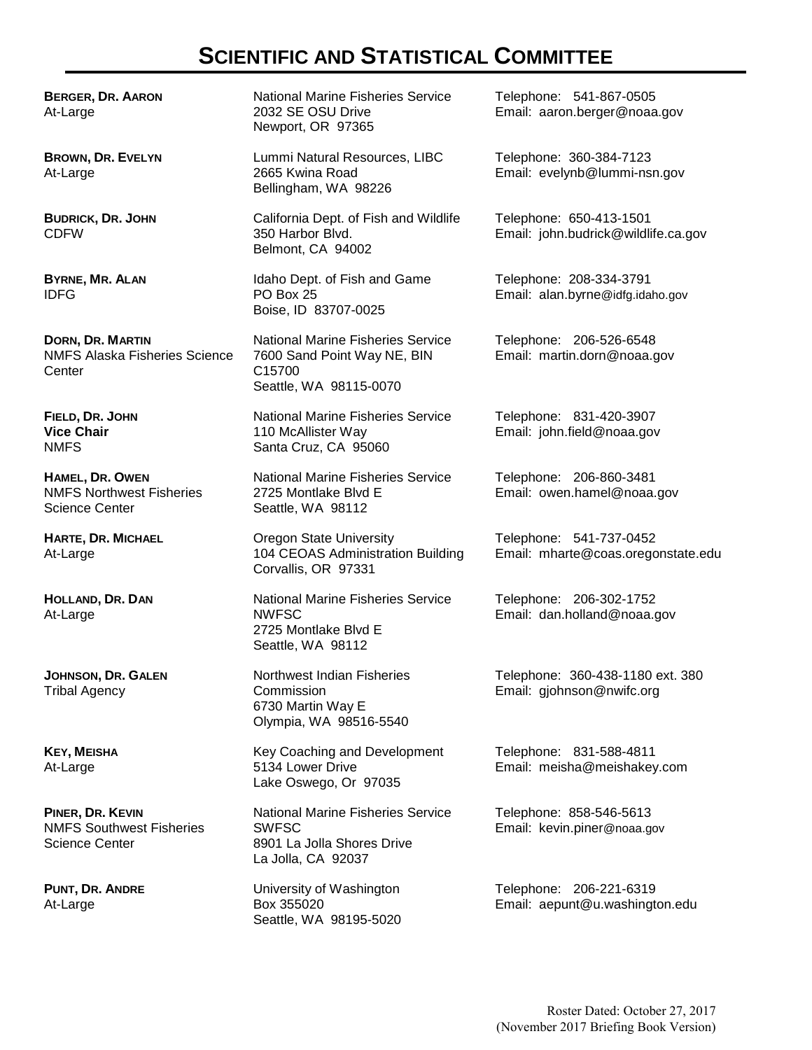# Scientific and Statistical Committee

| Member | Address | Contact |
|---|---|---|
| **Berger, Dr. Aaron**<br>At-Large | National Marine Fisheries Service<br>2032 SE OSU Drive<br>Newport, OR 97365 | Telephone: 541-867-0505<br>Email: aaron.berger@noaa.gov |
| **Brown, Dr. Evelyn**<br>At-Large | Lummi Natural Resources, LIBC<br>2665 Kwina Road<br>Bellingham, WA 98226 | Telephone: 360-384-7123<br>Email: evelynb@lummi-nsn.gov |
| **Budrick, Dr. John**<br>CDFW | California Dept. of Fish and Wildlife<br>350 Harbor Blvd.<br>Belmont, CA 94002 | Telephone: 650-413-1501<br>Email: john.budrick@wildlife.ca.gov |
| **Byrne, Mr. Alan**<br>IDFG | Idaho Dept. of Fish and Game<br>PO Box 25<br>Boise, ID 83707-0025 | Telephone: 208-334-3791<br>Email: alan.byrne@idfg.idaho.gov |
| **Dorn, Dr. Martin**<br>NMFS Alaska Fisheries Science Center | National Marine Fisheries Service<br>7600 Sand Point Way NE, BIN C15700<br>Seattle, WA 98115-0070 | Telephone: 206-526-6548<br>Email: martin.dorn@noaa.gov |
| **Field, Dr. John**<br>**Vice Chair**<br>NMFS | National Marine Fisheries Service<br>110 McAllister Way<br>Santa Cruz, CA 95060 | Telephone: 831-420-3907<br>Email: john.field@noaa.gov |
| **Hamel, Dr. Owen**<br>NMFS Northwest Fisheries Science Center | National Marine Fisheries Service<br>2725 Montlake Blvd E<br>Seattle, WA 98112 | Telephone: 206-860-3481<br>Email: owen.hamel@noaa.gov |
| **Harte, Dr. Michael**<br>At-Large | Oregon State University<br>104 CEOAS Administration Building<br>Corvallis, OR 97331 | Telephone: 541-737-0452<br>Email: mharte@coas.oregonstate.edu |
| **Holland, Dr. Dan**<br>At-Large | National Marine Fisheries Service<br>NWFSC<br>2725 Montlake Blvd E<br>Seattle, WA 98112 | Telephone: 206-302-1752<br>Email: dan.holland@noaa.gov |
| **Johnson, Dr. Galen**<br>Tribal Agency | Northwest Indian Fisheries Commission<br>6730 Martin Way E<br>Olympia, WA 98516-5540 | Telephone: 360-438-1180 ext. 380<br>Email: gjohnson@nwifc.org |
| **Key, Meisha**<br>At-Large | Key Coaching and Development<br>5134 Lower Drive<br>Lake Oswego, Or 97035 | Telephone: 831-588-4811<br>Email: meisha@meishakey.com |
| **Piner, Dr. Kevin**<br>NMFS Southwest Fisheries Science Center | National Marine Fisheries Service<br>SWFSC<br>8901 La Jolla Shores Drive<br>La Jolla, CA 92037 | Telephone: 858-546-5613<br>Email: kevin.piner@noaa.gov |
| **Punt, Dr. Andre**<br>At-Large | University of Washington<br>Box 355020<br>Seattle, WA 98195-5020 | Telephone: 206-221-6319<br>Email: aepunt@u.washington.edu |

Roster Dated: October 27, 2017
(November 2017 Briefing Book Version)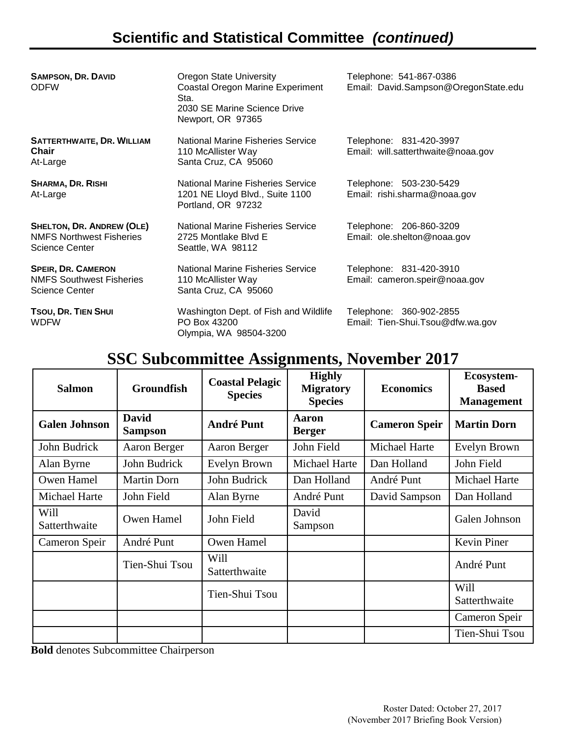# Scientific and Statistical Committee *(continued)*

**SAMPSON, DR. DAVID**
ODFW

Oregon State University
Coastal Oregon Marine Experiment Sta.
2030 SE Marine Science Drive
Newport, OR 97365

Telephone: 541-867-0386
Email: David.Sampson@OregonState.edu

**SATTERTHWAITE, DR. WILLIAM**
**Chair**
At-Large

National Marine Fisheries Service
110 McAllister Way
Santa Cruz, CA 95060

Telephone: 831-420-3997
Email: will.satterthwaite@noaa.gov

**SHARMA, DR. RISHI**
At-Large

National Marine Fisheries Service
1201 NE Lloyd Blvd., Suite 1100
Portland, OR 97232

Telephone: 503-230-5429
Email: rishi.sharma@noaa.gov

**SHELTON, DR. ANDREW (OLE)**
NMFS Northwest Fisheries Science Center

National Marine Fisheries Service
2725 Montlake Blvd E
Seattle, WA 98112

Telephone: 206-860-3209
Email: ole.shelton@noaa.gov

**SPEIR, DR. CAMERON**
NMFS Southwest Fisheries Science Center

National Marine Fisheries Service
110 McAllister Way
Santa Cruz, CA 95060

Telephone: 831-420-3910
Email: cameron.speir@noaa.gov

**TSOU, DR. TIEN SHUI**
WDFW

Washington Dept. of Fish and Wildlife
PO Box 43200
Olympia, WA 98504-3200

Telephone: 360-902-2855
Email: Tien-Shui.Tsou@dfw.wa.gov

## SSC Subcommittee Assignments, November 2017

| Salmon | Groundfish | Coastal Pelagic Species | Highly Migratory Species | Economics | Ecosystem-Based Management |
|---|---|---|---|---|---|
| **Galen Johnson** | **David Sampson** | **André Punt** | **Aaron Berger** | **Cameron Speir** | **Martin Dorn** |
| John Budrick | Aaron Berger | Aaron Berger | John Field | Michael Harte | Evelyn Brown |
| Alan Byrne | John Budrick | Evelyn Brown | Michael Harte | Dan Holland | John Field |
| Owen Hamel | Martin Dorn | John Budrick | Dan Holland | André Punt | Michael Harte |
| Michael Harte | John Field | Alan Byrne | André Punt | David Sampson | Dan Holland |
| Will Satterthwaite | Owen Hamel | John Field | David Sampson | | Galen Johnson |
| Cameron Speir | André Punt | Owen Hamel | | | Kevin Piner |
| | Tien-Shui Tsou | Will Satterthwaite | | | André Punt |
| | | Tien-Shui Tsou | | | Will Satterthwaite |
| | | | | | Cameron Speir |
| | | | | | Tien-Shui Tsou |

**Bold** denotes Subcommittee Chairperson

Roster Dated: October 27, 2017
(November 2017 Briefing Book Version)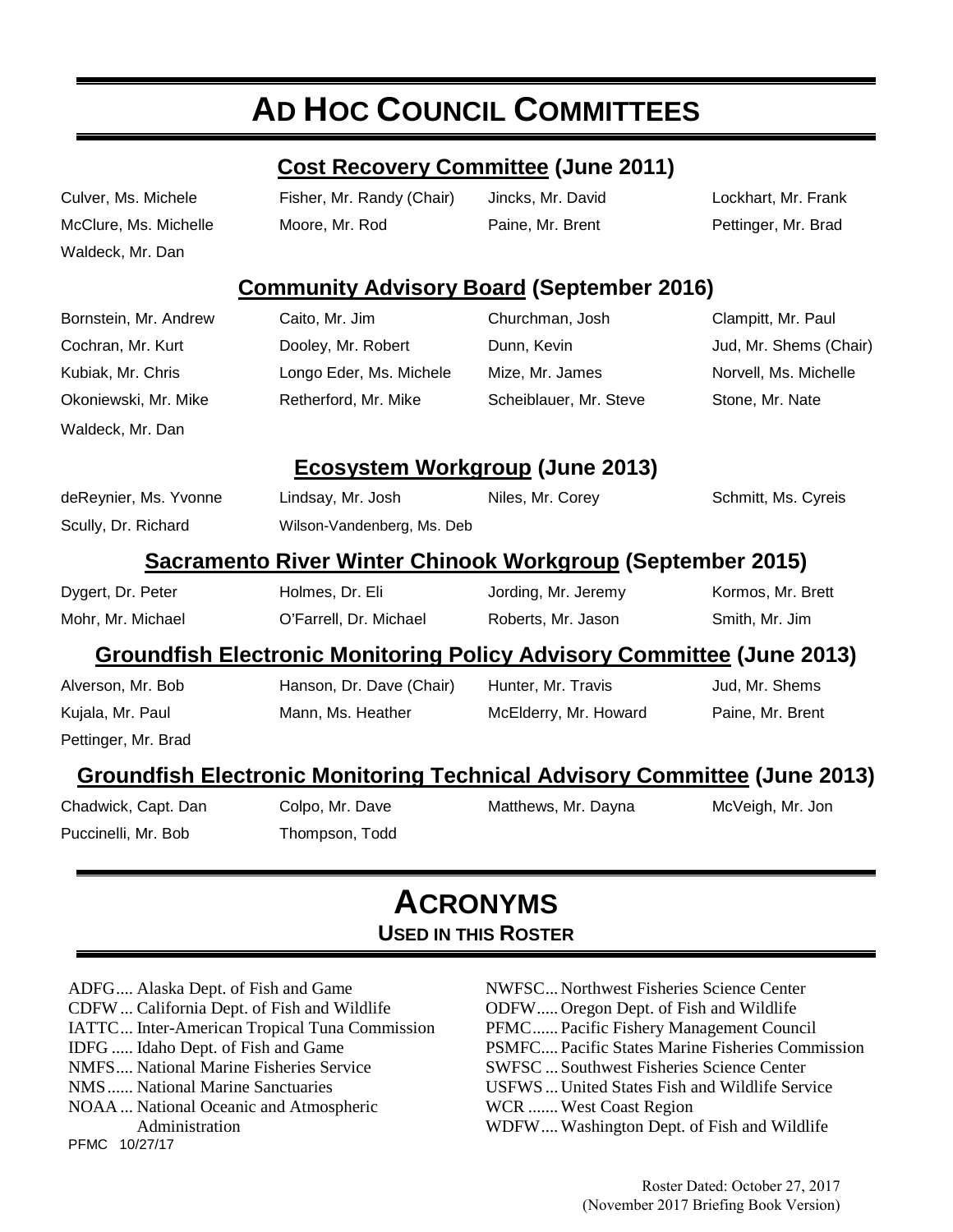# AD HOC COUNCIL COMMITTEES

## Cost Recovery Committee (June 2011)

| | | | |
|---|---|---|---|
| Culver, Ms. Michele | Fisher, Mr. Randy (Chair) | Jincks, Mr. David | Lockhart, Mr. Frank |
| McClure, Ms. Michelle | Moore, Mr. Rod | Paine, Mr. Brent | Pettinger, Mr. Brad |
| Waldeck, Mr. Dan | | | |

## Community Advisory Board (September 2016)

| | | | |
|---|---|---|---|
| Bornstein, Mr. Andrew | Caito, Mr. Jim | Churchman, Josh | Clampitt, Mr. Paul |
| Cochran, Mr. Kurt | Dooley, Mr. Robert | Dunn, Kevin | Jud, Mr. Shems (Chair) |
| Kubiak, Mr. Chris | Longo Eder, Ms. Michele | Mize, Mr. James | Norvell, Ms. Michelle |
| Okoniewski, Mr. Mike | Retherford, Mr. Mike | Scheiblauer, Mr. Steve | Stone, Mr. Nate |
| Waldeck, Mr. Dan | | | |

## Ecosystem Workgroup (June 2013)

| | | | |
|---|---|---|---|
| deReynier, Ms. Yvonne | Lindsay, Mr. Josh | Niles, Mr. Corey | Schmitt, Ms. Cyreis |
| Scully, Dr. Richard | Wilson-Vandenberg, Ms. Deb | | |

## Sacramento River Winter Chinook Workgroup (September 2015)

| | | | |
|---|---|---|---|
| Dygert, Dr. Peter | Holmes, Dr. Eli | Jording, Mr. Jeremy | Kormos, Mr. Brett |
| Mohr, Mr. Michael | O'Farrell, Dr. Michael | Roberts, Mr. Jason | Smith, Mr. Jim |

## Groundfish Electronic Monitoring Policy Advisory Committee (June 2013)

| | | | |
|---|---|---|---|
| Alverson, Mr. Bob | Hanson, Dr. Dave (Chair) | Hunter, Mr. Travis | Jud, Mr. Shems |
| Kujala, Mr. Paul | Mann, Ms. Heather | McElderry, Mr. Howard | Paine, Mr. Brent |
| Pettinger, Mr. Brad | | | |

## Groundfish Electronic Monitoring Technical Advisory Committee (June 2013)

| | | | |
|---|---|---|---|
| Chadwick, Capt. Dan | Colpo, Mr. Dave | Matthews, Mr. Dayna | McVeigh, Mr. Jon |
| Puccinelli, Mr. Bob | Thompson, Todd | | |

# ACRONYMS

### USED IN THIS ROSTER

ADFG.... Alaska Dept. of Fish and Game
CDFW... California Dept. of Fish and Wildlife
IATTC... Inter-American Tropical Tuna Commission
IDFG ..... Idaho Dept. of Fish and Game
NMFS.... National Marine Fisheries Service
NMS...... National Marine Sanctuaries
NOAA ... National Oceanic and Atmospheric Administration
NWFSC... Northwest Fisheries Science Center
ODFW..... Oregon Dept. of Fish and Wildlife
PFMC...... Pacific Fishery Management Council
PSMFC.... Pacific States Marine Fisheries Commission
SWFSC ... Southwest Fisheries Science Center
USFWS ... United States Fish and Wildlife Service
WCR ....... West Coast Region
WDFW.... Washington Dept. of Fish and Wildlife

PFMC 10/27/17

Roster Dated: October 27, 2017
(November 2017 Briefing Book Version)